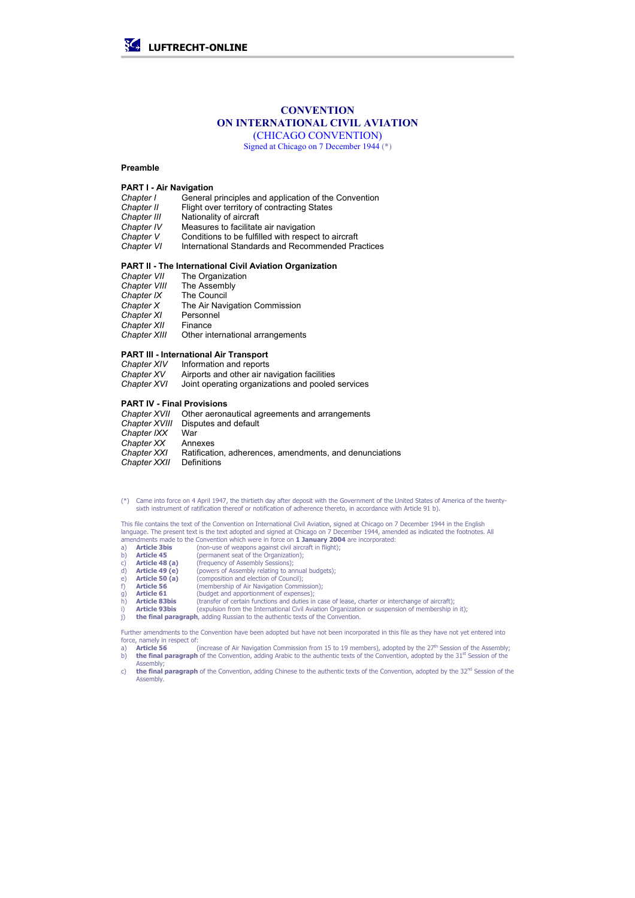# CONVENTION ON INTERNATIONAL CIVIL AVIATION

(CHICAGO CONVENTION)

Signed at Chicago on 7 December 1944 (*)

**Preamble**

**PART I - Air Navigation**

| | |
|---|---|
| *Chapter I* | General principles and application of the Convention |
| *Chapter II* | Flight over territory of contracting States |
| *Chapter III* | Nationality of aircraft |
| *Chapter IV* | Measures to facilitate air navigation |
| *Chapter V* | Conditions to be fulfilled with respect to aircraft |
| *Chapter VI* | International Standards and Recommended Practices |

**PART II - The International Civil Aviation Organization**

| | |
|---|---|
| *Chapter VII* | The Organization |
| *Chapter VIII* | The Assembly |
| *Chapter IX* | The Council |
| *Chapter X* | The Air Navigation Commission |
| *Chapter XI* | Personnel |
| *Chapter XII* | Finance |
| *Chapter XIII* | Other international arrangements |

**PART III - International Air Transport**

| | |
|---|---|
| *Chapter XIV* | Information and reports |
| *Chapter XV* | Airports and other air navigation facilities |
| *Chapter XVI* | Joint operating organizations and pooled services |

**PART IV - Final Provisions**

| | |
|---|---|
| *Chapter XVII* | Other aeronautical agreements and arrangements |
| *Chapter XVIII* | Disputes and default |
| *Chapter IXX* | War |
| *Chapter XX* | Annexes |
| *Chapter XXI* | Ratification, adherences, amendments, and denunciations |
| *Chapter XXII* | Definitions |

(*) Came into force on 4 April 1947, the thirtieth day after deposit with the Government of the United States of America of the twenty-sixth instrument of ratification thereof or notification of adherence thereto, in accordance with Article 91 b).

This file contains the text of the Convention on International Civil Aviation, signed at Chicago on 7 December 1944 in the English language. The present text is the text adopted and signed at Chicago on 7 December 1944, amended as indicated the footnotes. All amendments made to the Convention which were in force on **1 January 2004** are incorporated:

a) **Article 3bis** (non-use of weapons against civil aircraft in flight);
b) **Article 45** (permanent seat of the Organization);
c) **Article 48 (a)** (frequency of Assembly Sessions);
d) **Article 49 (e)** (powers of Assembly relating to annual budgets);
e) **Article 50 (a)** (composition and election of Council);
f) **Article 56** (membership of Air Navigation Commission);
g) **Article 61** (budget and apportionment of expenses);
h) **Article 83bis** (transfer of certain functions and duties in case of lease, charter or interchange of aircraft);
i) **Article 93bis** (expulsion from the International Civil Aviation Organization or suspension of membership in it);
j) **the final paragraph**, adding Russian to the authentic texts of the Convention.

Further amendments to the Convention have been adopted but have not been incorporated in this file as they have not yet entered into force, namely in respect of:

a) **Article 56** (increase of Air Navigation Commission from 15 to 19 members), adopted by the 27th Session of the Assembly;
b) **the final paragraph** of the Convention, adding Arabic to the authentic texts of the Convention, adopted by the 31st Session of the Assembly;
c) **the final paragraph** of the Convention, adding Chinese to the authentic texts of the Convention, adopted by the 32nd Session of the Assembly.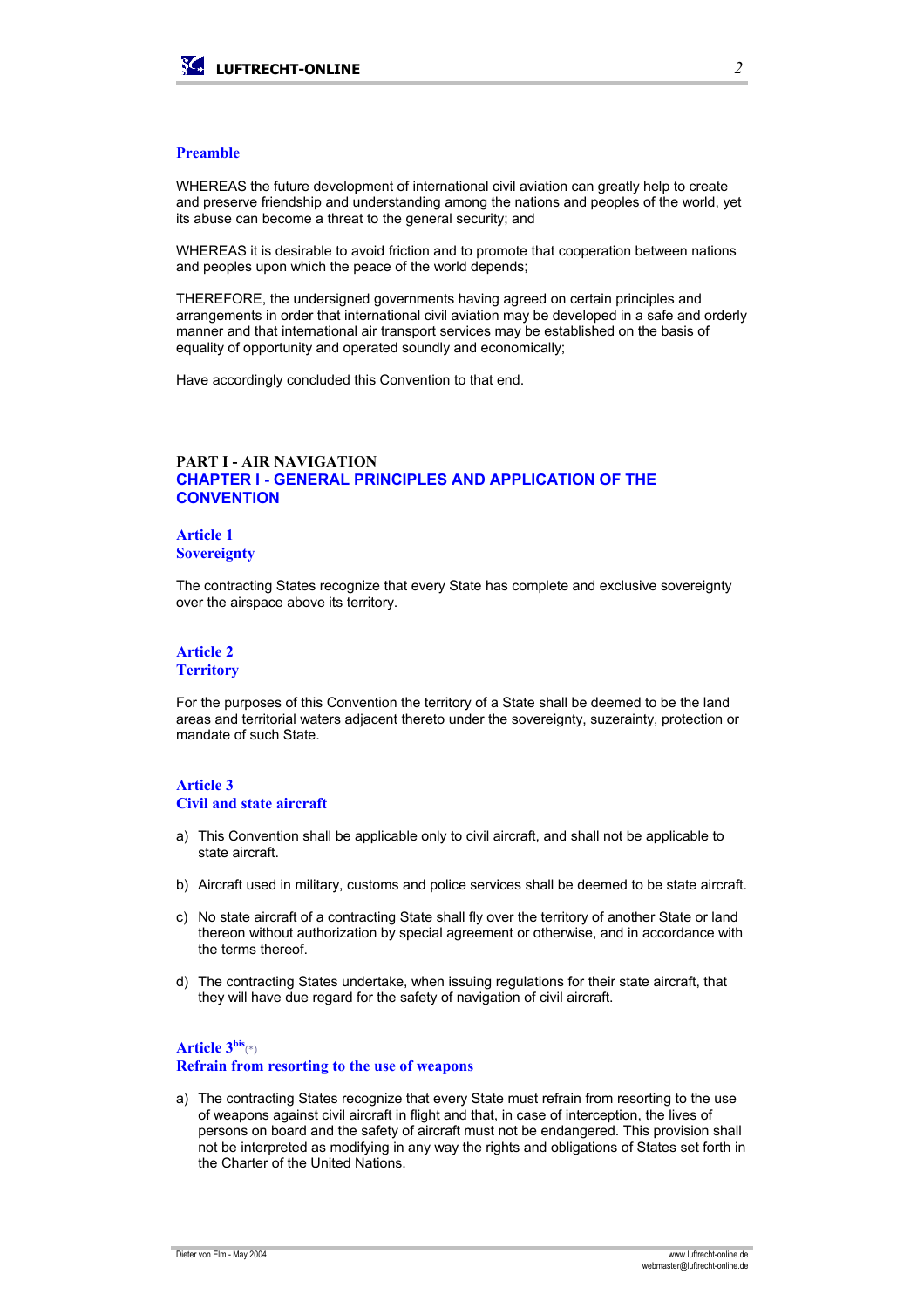## Preamble

WHEREAS the future development of international civil aviation can greatly help to create and preserve friendship and understanding among the nations and peoples of the world, yet its abuse can become a threat to the general security; and

WHEREAS it is desirable to avoid friction and to promote that cooperation between nations and peoples upon which the peace of the world depends;

THEREFORE, the undersigned governments having agreed on certain principles and arrangements in order that international civil aviation may be developed in a safe and orderly manner and that international air transport services may be established on the basis of equality of opportunity and operated soundly and economically;

Have accordingly concluded this Convention to that end.

# PART I - AIR NAVIGATION

## CHAPTER I - GENERAL PRINCIPLES AND APPLICATION OF THE CONVENTION

### Article 1
### Sovereignty

The contracting States recognize that every State has complete and exclusive sovereignty over the airspace above its territory.

### Article 2
### Territory

For the purposes of this Convention the territory of a State shall be deemed to be the land areas and territorial waters adjacent thereto under the sovereignty, suzerainty, protection or mandate of such State.

### Article 3
### Civil and state aircraft

a) This Convention shall be applicable only to civil aircraft, and shall not be applicable to state aircraft.

b) Aircraft used in military, customs and police services shall be deemed to be state aircraft.

c) No state aircraft of a contracting State shall fly over the territory of another State or land thereon without authorization by special agreement or otherwise, and in accordance with the terms thereof.

d) The contracting States undertake, when issuing regulations for their state aircraft, that they will have due regard for the safety of navigation of civil aircraft.

### Article 3bis (*)
### Refrain from resorting to the use of weapons

a) The contracting States recognize that every State must refrain from resorting to the use of weapons against civil aircraft in flight and that, in case of interception, the lives of persons on board and the safety of aircraft must not be endangered. This provision shall not be interpreted as modifying in any way the rights and obligations of States set forth in the Charter of the United Nations.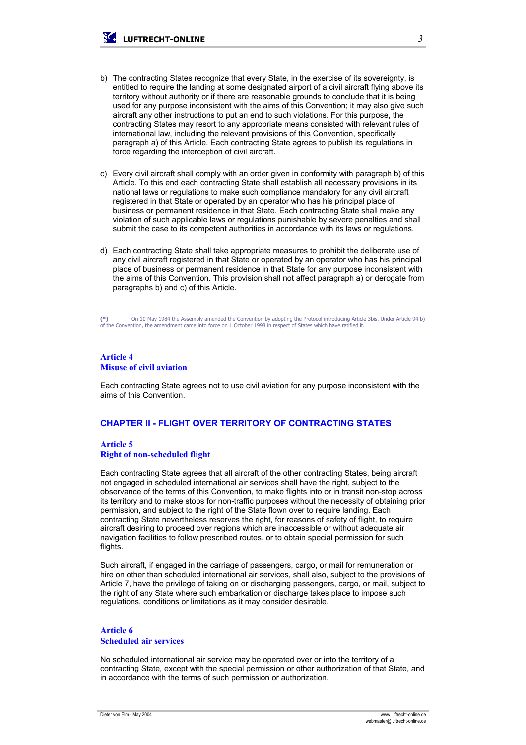b) The contracting States recognize that every State, in the exercise of its sovereignty, is entitled to require the landing at some designated airport of a civil aircraft flying above its territory without authority or if there are reasonable grounds to conclude that it is being used for any purpose inconsistent with the aims of this Convention; it may also give such aircraft any other instructions to put an end to such violations. For this purpose, the contracting States may resort to any appropriate means consisted with relevant rules of international law, including the relevant provisions of this Convention, specifically paragraph a) of this Article. Each contracting State agrees to publish its regulations in force regarding the interception of civil aircraft.

c) Every civil aircraft shall comply with an order given in conformity with paragraph b) of this Article. To this end each contracting State shall establish all necessary provisions in its national laws or regulations to make such compliance mandatory for any civil aircraft registered in that State or operated by an operator who has his principal place of business or permanent residence in that State. Each contracting State shall make any violation of such applicable laws or regulations punishable by severe penalties and shall submit the case to its competent authorities in accordance with its laws or regulations.

d) Each contracting State shall take appropriate measures to prohibit the deliberate use of any civil aircraft registered in that State or operated by an operator who has his principal place of business or permanent residence in that State for any purpose inconsistent with the aims of this Convention. This provision shall not affect paragraph a) or derogate from paragraphs b) and c) of this Article.

(*) On 10 May 1984 the Assembly amended the Convention by adopting the Protocol introducing Article 3bis. Under Article 94 b) of the Convention, the amendment came into force on 1 October 1998 in respect of States which have ratified it.

### Article 4
### Misuse of civil aviation

Each contracting State agrees not to use civil aviation for any purpose inconsistent with the aims of this Convention.

## CHAPTER II - FLIGHT OVER TERRITORY OF CONTRACTING STATES

### Article 5
### Right of non-scheduled flight

Each contracting State agrees that all aircraft of the other contracting States, being aircraft not engaged in scheduled international air services shall have the right, subject to the observance of the terms of this Convention, to make flights into or in transit non-stop across its territory and to make stops for non-traffic purposes without the necessity of obtaining prior permission, and subject to the right of the State flown over to require landing. Each contracting State nevertheless reserves the right, for reasons of safety of flight, to require aircraft desiring to proceed over regions which are inaccessible or without adequate air navigation facilities to follow prescribed routes, or to obtain special permission for such flights.

Such aircraft, if engaged in the carriage of passengers, cargo, or mail for remuneration or hire on other than scheduled international air services, shall also, subject to the provisions of Article 7, have the privilege of taking on or discharging passengers, cargo, or mail, subject to the right of any State where such embarkation or discharge takes place to impose such regulations, conditions or limitations as it may consider desirable.

### Article 6
### Scheduled air services

No scheduled international air service may be operated over or into the territory of a contracting State, except with the special permission or other authorization of that State, and in accordance with the terms of such permission or authorization.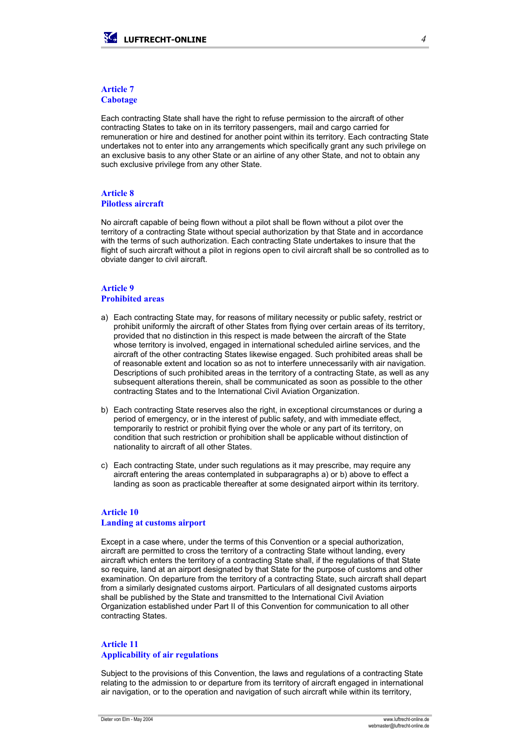## Article 7
## Cabotage

Each contracting State shall have the right to refuse permission to the aircraft of other contracting States to take on in its territory passengers, mail and cargo carried for remuneration or hire and destined for another point within its territory. Each contracting State undertakes not to enter into any arrangements which specifically grant any such privilege on an exclusive basis to any other State or an airline of any other State, and not to obtain any such exclusive privilege from any other State.

## Article 8
## Pilotless aircraft

No aircraft capable of being flown without a pilot shall be flown without a pilot over the territory of a contracting State without special authorization by that State and in accordance with the terms of such authorization. Each contracting State undertakes to insure that the flight of such aircraft without a pilot in regions open to civil aircraft shall be so controlled as to obviate danger to civil aircraft.

## Article 9
## Prohibited areas

a) Each contracting State may, for reasons of military necessity or public safety, restrict or prohibit uniformly the aircraft of other States from flying over certain areas of its territory, provided that no distinction in this respect is made between the aircraft of the State whose territory is involved, engaged in international scheduled airline services, and the aircraft of the other contracting States likewise engaged. Such prohibited areas shall be of reasonable extent and location so as not to interfere unnecessarily with air navigation. Descriptions of such prohibited areas in the territory of a contracting State, as well as any subsequent alterations therein, shall be communicated as soon as possible to the other contracting States and to the International Civil Aviation Organization.

b) Each contracting State reserves also the right, in exceptional circumstances or during a period of emergency, or in the interest of public safety, and with immediate effect, temporarily to restrict or prohibit flying over the whole or any part of its territory, on condition that such restriction or prohibition shall be applicable without distinction of nationality to aircraft of all other States.

c) Each contracting State, under such regulations as it may prescribe, may require any aircraft entering the areas contemplated in subparagraphs a) or b) above to effect a landing as soon as practicable thereafter at some designated airport within its territory.

## Article 10
## Landing at customs airport

Except in a case where, under the terms of this Convention or a special authorization, aircraft are permitted to cross the territory of a contracting State without landing, every aircraft which enters the territory of a contracting State shall, if the regulations of that State so require, land at an airport designated by that State for the purpose of customs and other examination. On departure from the territory of a contracting State, such aircraft shall depart from a similarly designated customs airport. Particulars of all designated customs airports shall be published by the State and transmitted to the International Civil Aviation Organization established under Part II of this Convention for communication to all other contracting States.

## Article 11
## Applicability of air regulations

Subject to the provisions of this Convention, the laws and regulations of a contracting State relating to the admission to or departure from its territory of aircraft engaged in international air navigation, or to the operation and navigation of such aircraft while within its territory,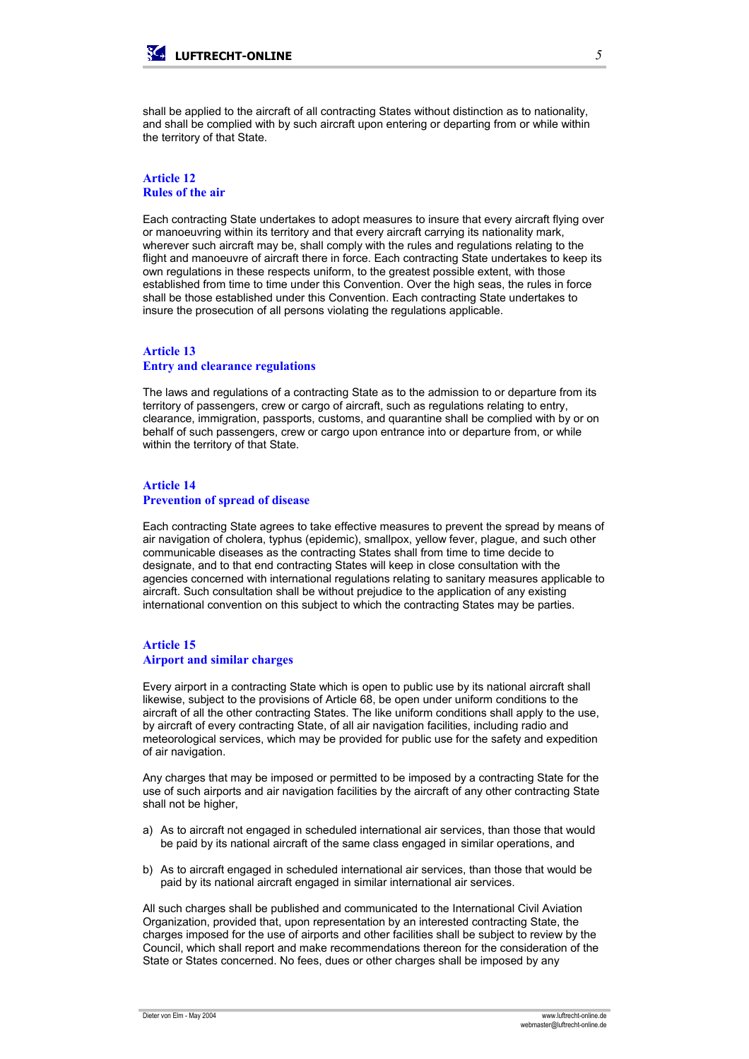shall be applied to the aircraft of all contracting States without distinction as to nationality, and shall be complied with by such aircraft upon entering or departing from or while within the territory of that State.

### Article 12
### Rules of the air

Each contracting State undertakes to adopt measures to insure that every aircraft flying over or manoeuvring within its territory and that every aircraft carrying its nationality mark, wherever such aircraft may be, shall comply with the rules and regulations relating to the flight and manoeuvre of aircraft there in force. Each contracting State undertakes to keep its own regulations in these respects uniform, to the greatest possible extent, with those established from time to time under this Convention. Over the high seas, the rules in force shall be those established under this Convention. Each contracting State undertakes to insure the prosecution of all persons violating the regulations applicable.

### Article 13
### Entry and clearance regulations

The laws and regulations of a contracting State as to the admission to or departure from its territory of passengers, crew or cargo of aircraft, such as regulations relating to entry, clearance, immigration, passports, customs, and quarantine shall be complied with by or on behalf of such passengers, crew or cargo upon entrance into or departure from, or while within the territory of that State.

### Article 14
### Prevention of spread of disease

Each contracting State agrees to take effective measures to prevent the spread by means of air navigation of cholera, typhus (epidemic), smallpox, yellow fever, plague, and such other communicable diseases as the contracting States shall from time to time decide to designate, and to that end contracting States will keep in close consultation with the agencies concerned with international regulations relating to sanitary measures applicable to aircraft. Such consultation shall be without prejudice to the application of any existing international convention on this subject to which the contracting States may be parties.

### Article 15
### Airport and similar charges

Every airport in a contracting State which is open to public use by its national aircraft shall likewise, subject to the provisions of Article 68, be open under uniform conditions to the aircraft of all the other contracting States. The like uniform conditions shall apply to the use, by aircraft of every contracting State, of all air navigation facilities, including radio and meteorological services, which may be provided for public use for the safety and expedition of air navigation.

Any charges that may be imposed or permitted to be imposed by a contracting State for the use of such airports and air navigation facilities by the aircraft of any other contracting State shall not be higher,

a) As to aircraft not engaged in scheduled international air services, than those that would be paid by its national aircraft of the same class engaged in similar operations, and

b) As to aircraft engaged in scheduled international air services, than those that would be paid by its national aircraft engaged in similar international air services.

All such charges shall be published and communicated to the International Civil Aviation Organization, provided that, upon representation by an interested contracting State, the charges imposed for the use of airports and other facilities shall be subject to review by the Council, which shall report and make recommendations thereon for the consideration of the State or States concerned. No fees, dues or other charges shall be imposed by any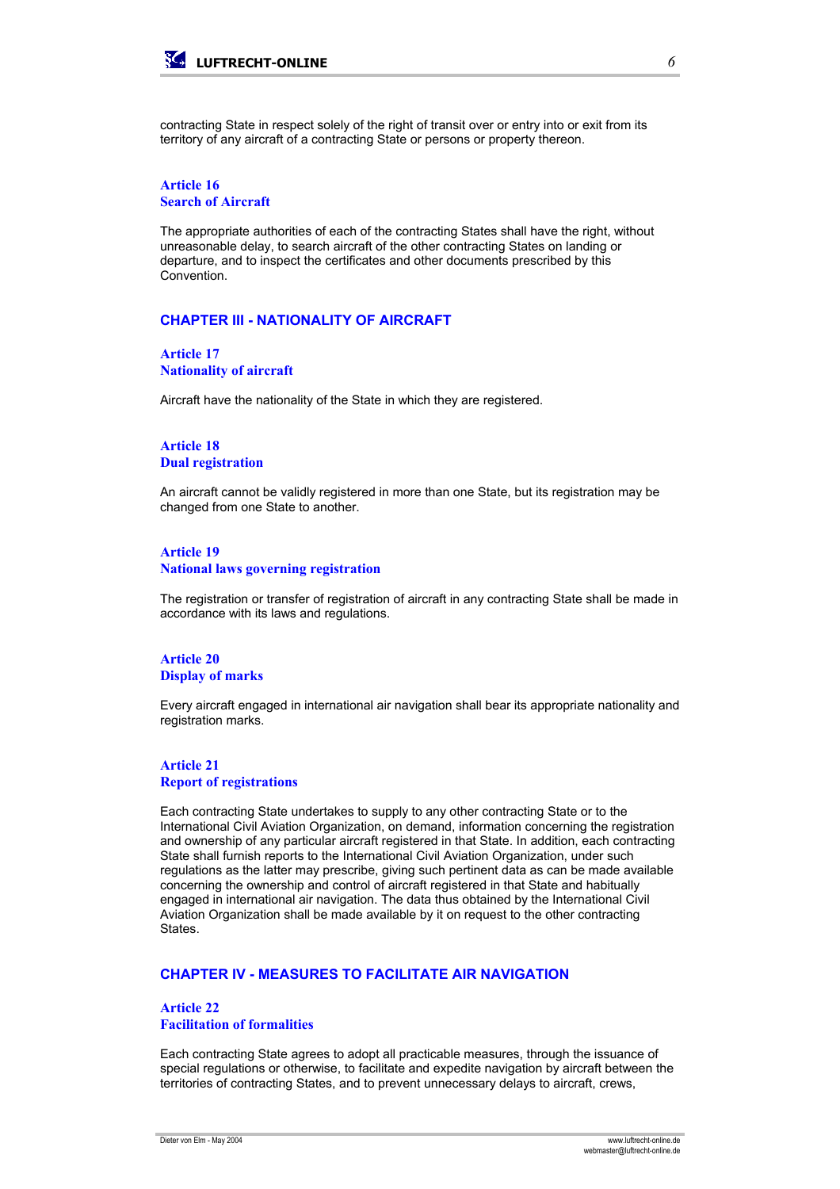contracting State in respect solely of the right of transit over or entry into or exit from its territory of any aircraft of a contracting State or persons or property thereon.

### Article 16
### Search of Aircraft

The appropriate authorities of each of the contracting States shall have the right, without unreasonable delay, to search aircraft of the other contracting States on landing or departure, and to inspect the certificates and other documents prescribed by this Convention.

## CHAPTER III - NATIONALITY OF AIRCRAFT

### Article 17
### Nationality of aircraft

Aircraft have the nationality of the State in which they are registered.

### Article 18
### Dual registration

An aircraft cannot be validly registered in more than one State, but its registration may be changed from one State to another.

### Article 19
### National laws governing registration

The registration or transfer of registration of aircraft in any contracting State shall be made in accordance with its laws and regulations.

### Article 20
### Display of marks

Every aircraft engaged in international air navigation shall bear its appropriate nationality and registration marks.

### Article 21
### Report of registrations

Each contracting State undertakes to supply to any other contracting State or to the International Civil Aviation Organization, on demand, information concerning the registration and ownership of any particular aircraft registered in that State. In addition, each contracting State shall furnish reports to the International Civil Aviation Organization, under such regulations as the latter may prescribe, giving such pertinent data as can be made available concerning the ownership and control of aircraft registered in that State and habitually engaged in international air navigation. The data thus obtained by the International Civil Aviation Organization shall be made available by it on request to the other contracting States.

## CHAPTER IV - MEASURES TO FACILITATE AIR NAVIGATION

### Article 22
### Facilitation of formalities

Each contracting State agrees to adopt all practicable measures, through the issuance of special regulations or otherwise, to facilitate and expedite navigation by aircraft between the territories of contracting States, and to prevent unnecessary delays to aircraft, crews,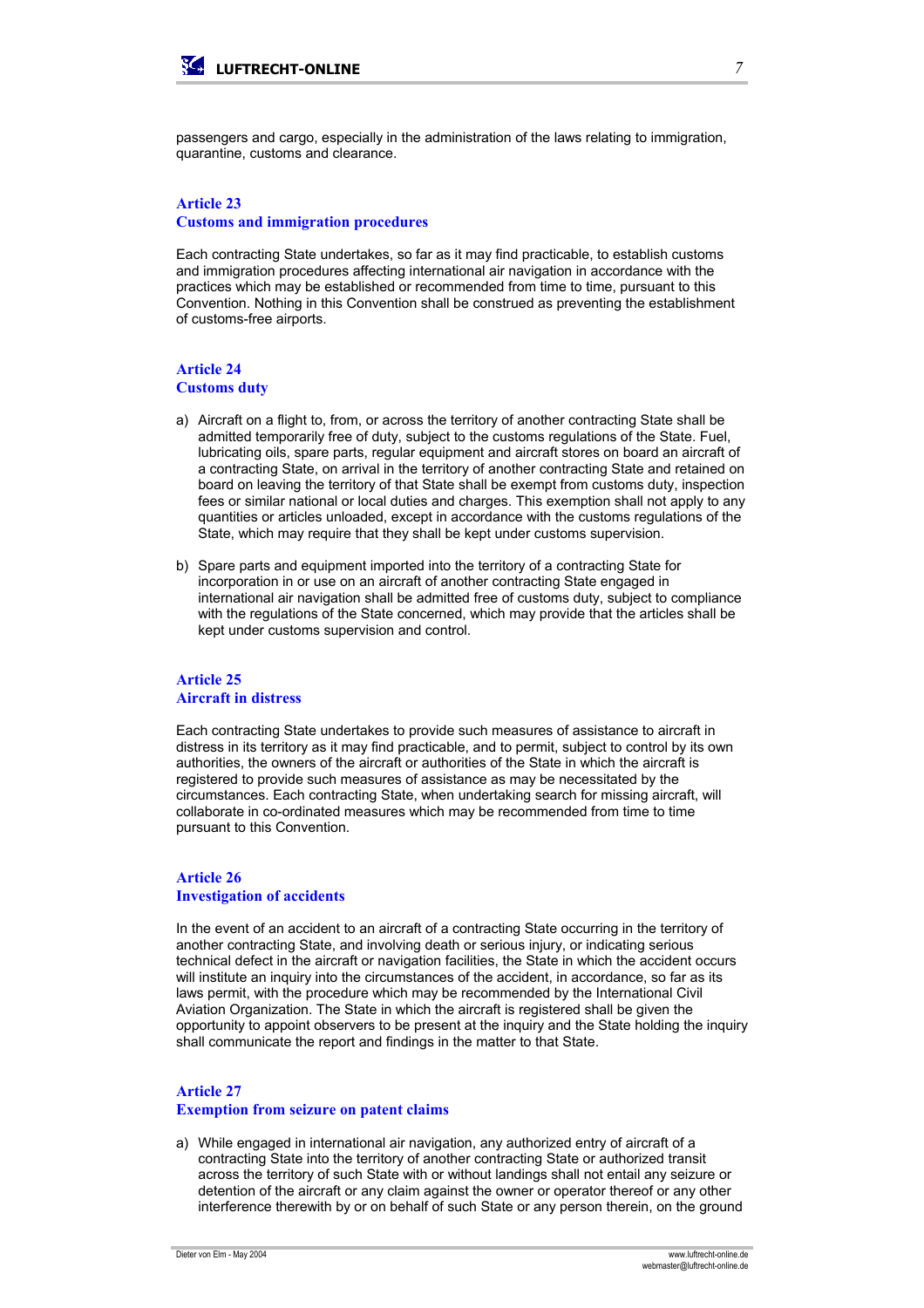passengers and cargo, especially in the administration of the laws relating to immigration, quarantine, customs and clearance.

### Article 23
### Customs and immigration procedures

Each contracting State undertakes, so far as it may find practicable, to establish customs and immigration procedures affecting international air navigation in accordance with the practices which may be established or recommended from time to time, pursuant to this Convention. Nothing in this Convention shall be construed as preventing the establishment of customs-free airports.

### Article 24
### Customs duty

a) Aircraft on a flight to, from, or across the territory of another contracting State shall be admitted temporarily free of duty, subject to the customs regulations of the State. Fuel, lubricating oils, spare parts, regular equipment and aircraft stores on board an aircraft of a contracting State, on arrival in the territory of another contracting State and retained on board on leaving the territory of that State shall be exempt from customs duty, inspection fees or similar national or local duties and charges. This exemption shall not apply to any quantities or articles unloaded, except in accordance with the customs regulations of the State, which may require that they shall be kept under customs supervision.

b) Spare parts and equipment imported into the territory of a contracting State for incorporation in or use on an aircraft of another contracting State engaged in international air navigation shall be admitted free of customs duty, subject to compliance with the regulations of the State concerned, which may provide that the articles shall be kept under customs supervision and control.

### Article 25
### Aircraft in distress

Each contracting State undertakes to provide such measures of assistance to aircraft in distress in its territory as it may find practicable, and to permit, subject to control by its own authorities, the owners of the aircraft or authorities of the State in which the aircraft is registered to provide such measures of assistance as may be necessitated by the circumstances. Each contracting State, when undertaking search for missing aircraft, will collaborate in co-ordinated measures which may be recommended from time to time pursuant to this Convention.

### Article 26
### Investigation of accidents

In the event of an accident to an aircraft of a contracting State occurring in the territory of another contracting State, and involving death or serious injury, or indicating serious technical defect in the aircraft or navigation facilities, the State in which the accident occurs will institute an inquiry into the circumstances of the accident, in accordance, so far as its laws permit, with the procedure which may be recommended by the International Civil Aviation Organization. The State in which the aircraft is registered shall be given the opportunity to appoint observers to be present at the inquiry and the State holding the inquiry shall communicate the report and findings in the matter to that State.

### Article 27
### Exemption from seizure on patent claims

a) While engaged in international air navigation, any authorized entry of aircraft of a contracting State into the territory of another contracting State or authorized transit across the territory of such State with or without landings shall not entail any seizure or detention of the aircraft or any claim against the owner or operator thereof or any other interference therewith by or on behalf of such State or any person therein, on the ground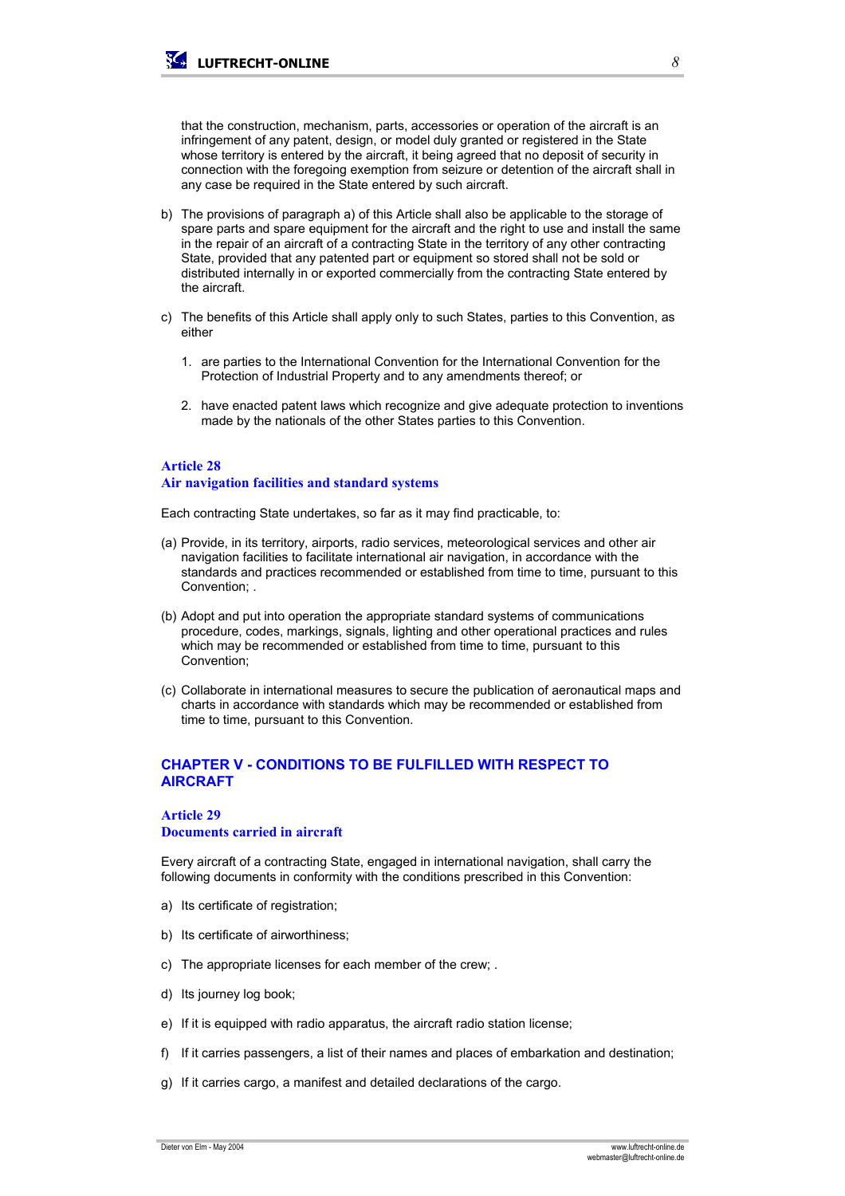that the construction, mechanism, parts, accessories or operation of the aircraft is an infringement of any patent, design, or model duly granted or registered in the State whose territory is entered by the aircraft, it being agreed that no deposit of security in connection with the foregoing exemption from seizure or detention of the aircraft shall in any case be required in the State entered by such aircraft.

b) The provisions of paragraph a) of this Article shall also be applicable to the storage of spare parts and spare equipment for the aircraft and the right to use and install the same in the repair of an aircraft of a contracting State in the territory of any other contracting State, provided that any patented part or equipment so stored shall not be sold or distributed internally in or exported commercially from the contracting State entered by the aircraft.

c) The benefits of this Article shall apply only to such States, parties to this Convention, as either

1. are parties to the International Convention for the International Convention for the Protection of Industrial Property and to any amendments thereof; or

2. have enacted patent laws which recognize and give adequate protection to inventions made by the nationals of the other States parties to this Convention.

### Article 28
### Air navigation facilities and standard systems

Each contracting State undertakes, so far as it may find practicable, to:

(a) Provide, in its territory, airports, radio services, meteorological services and other air navigation facilities to facilitate international air navigation, in accordance with the standards and practices recommended or established from time to time, pursuant to this Convention; .

(b) Adopt and put into operation the appropriate standard systems of communications procedure, codes, markings, signals, lighting and other operational practices and rules which may be recommended or established from time to time, pursuant to this Convention;

(c) Collaborate in international measures to secure the publication of aeronautical maps and charts in accordance with standards which may be recommended or established from time to time, pursuant to this Convention.

## CHAPTER V - CONDITIONS TO BE FULFILLED WITH RESPECT TO AIRCRAFT

### Article 29
### Documents carried in aircraft

Every aircraft of a contracting State, engaged in international navigation, shall carry the following documents in conformity with the conditions prescribed in this Convention:

a) Its certificate of registration;

b) Its certificate of airworthiness;

c) The appropriate licenses for each member of the crew; .

d) Its journey log book;

e) If it is equipped with radio apparatus, the aircraft radio station license;

f) If it carries passengers, a list of their names and places of embarkation and destination;

g) If it carries cargo, a manifest and detailed declarations of the cargo.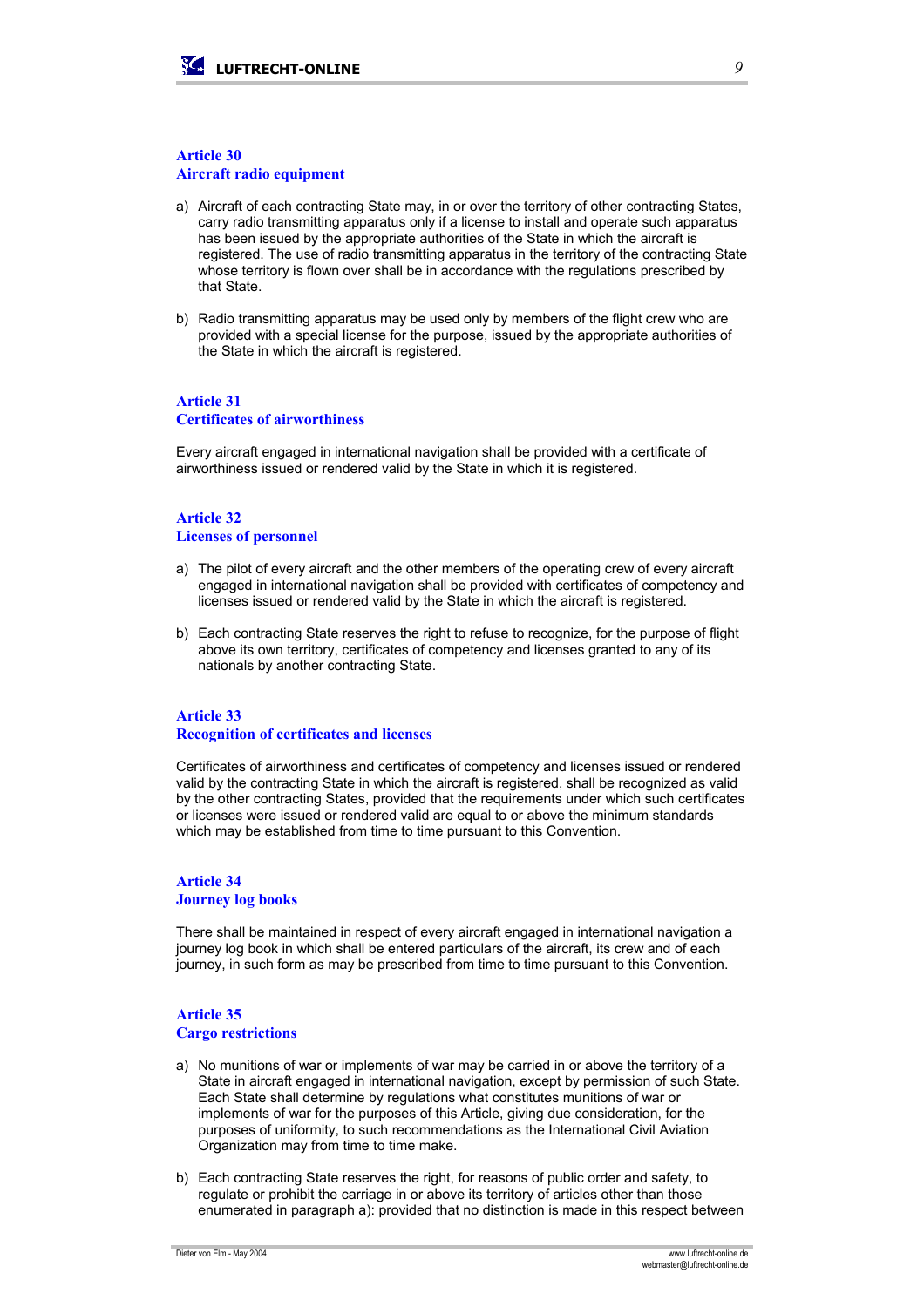### Article 30
### Aircraft radio equipment

a) Aircraft of each contracting State may, in or over the territory of other contracting States, carry radio transmitting apparatus only if a license to install and operate such apparatus has been issued by the appropriate authorities of the State in which the aircraft is registered. The use of radio transmitting apparatus in the territory of the contracting State whose territory is flown over shall be in accordance with the regulations prescribed by that State.

b) Radio transmitting apparatus may be used only by members of the flight crew who are provided with a special license for the purpose, issued by the appropriate authorities of the State in which the aircraft is registered.

### Article 31
### Certificates of airworthiness

Every aircraft engaged in international navigation shall be provided with a certificate of airworthiness issued or rendered valid by the State in which it is registered.

### Article 32
### Licenses of personnel

a) The pilot of every aircraft and the other members of the operating crew of every aircraft engaged in international navigation shall be provided with certificates of competency and licenses issued or rendered valid by the State in which the aircraft is registered.

b) Each contracting State reserves the right to refuse to recognize, for the purpose of flight above its own territory, certificates of competency and licenses granted to any of its nationals by another contracting State.

### Article 33
### Recognition of certificates and licenses

Certificates of airworthiness and certificates of competency and licenses issued or rendered valid by the contracting State in which the aircraft is registered, shall be recognized as valid by the other contracting States, provided that the requirements under which such certificates or licenses were issued or rendered valid are equal to or above the minimum standards which may be established from time to time pursuant to this Convention.

### Article 34
### Journey log books

There shall be maintained in respect of every aircraft engaged in international navigation a journey log book in which shall be entered particulars of the aircraft, its crew and of each journey, in such form as may be prescribed from time to time pursuant to this Convention.

### Article 35
### Cargo restrictions

a) No munitions of war or implements of war may be carried in or above the territory of a State in aircraft engaged in international navigation, except by permission of such State. Each State shall determine by regulations what constitutes munitions of war or implements of war for the purposes of this Article, giving due consideration, for the purposes of uniformity, to such recommendations as the International Civil Aviation Organization may from time to time make.

b) Each contracting State reserves the right, for reasons of public order and safety, to regulate or prohibit the carriage in or above its territory of articles other than those enumerated in paragraph a): provided that no distinction is made in this respect between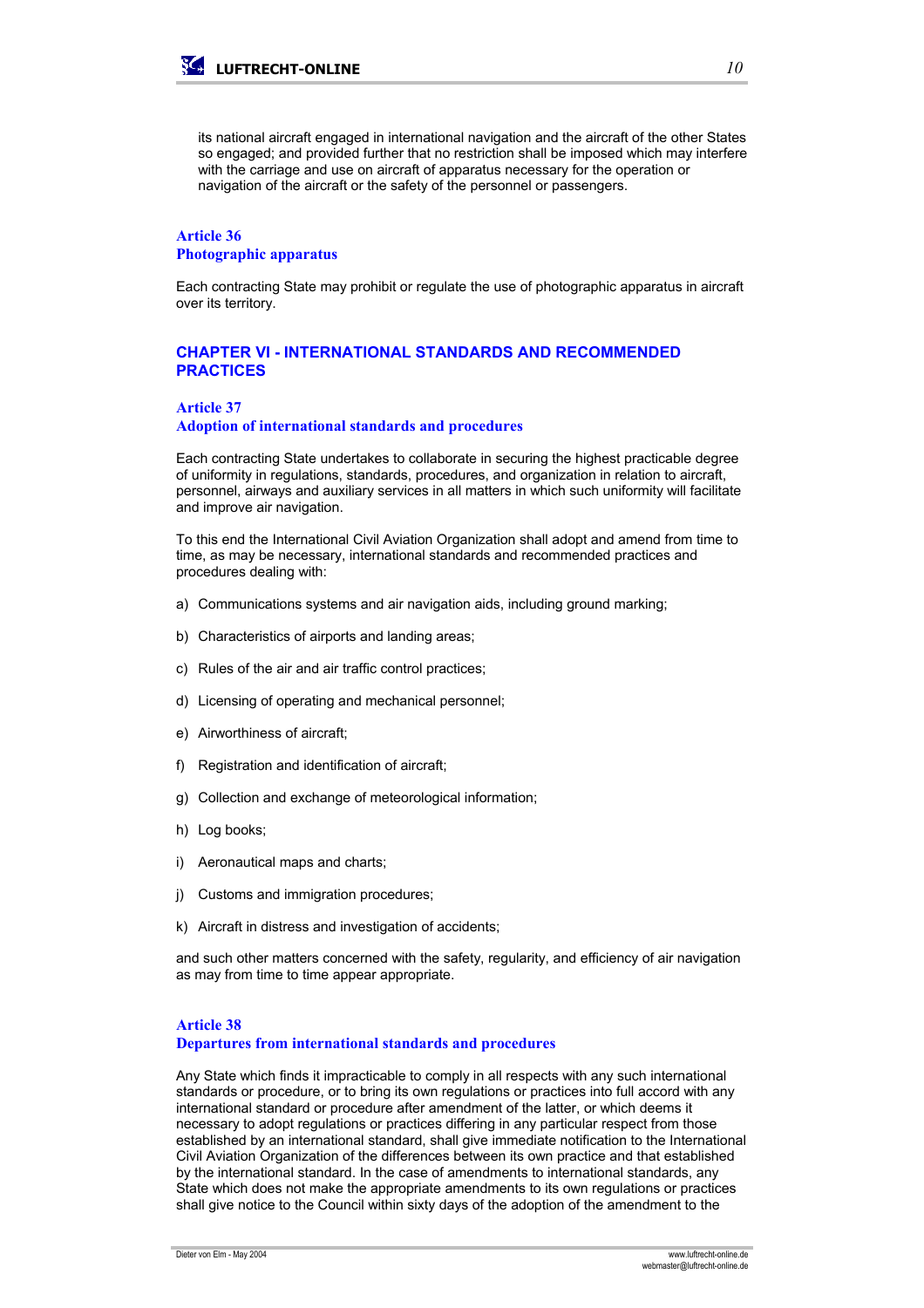its national aircraft engaged in international navigation and the aircraft of the other States so engaged; and provided further that no restriction shall be imposed which may interfere with the carriage and use on aircraft of apparatus necessary for the operation or navigation of the aircraft or the safety of the personnel or passengers.

### Article 36
### Photographic apparatus

Each contracting State may prohibit or regulate the use of photographic apparatus in aircraft over its territory.

## CHAPTER VI - INTERNATIONAL STANDARDS AND RECOMMENDED PRACTICES

### Article 37
### Adoption of international standards and procedures

Each contracting State undertakes to collaborate in securing the highest practicable degree of uniformity in regulations, standards, procedures, and organization in relation to aircraft, personnel, airways and auxiliary services in all matters in which such uniformity will facilitate and improve air navigation.

To this end the International Civil Aviation Organization shall adopt and amend from time to time, as may be necessary, international standards and recommended practices and procedures dealing with:

a) Communications systems and air navigation aids, including ground marking;

b) Characteristics of airports and landing areas;

c) Rules of the air and air traffic control practices;

d) Licensing of operating and mechanical personnel;

e) Airworthiness of aircraft;

f) Registration and identification of aircraft;

g) Collection and exchange of meteorological information;

h) Log books;

i) Aeronautical maps and charts;

j) Customs and immigration procedures;

k) Aircraft in distress and investigation of accidents;

and such other matters concerned with the safety, regularity, and efficiency of air navigation as may from time to time appear appropriate.

### Article 38
### Departures from international standards and procedures

Any State which finds it impracticable to comply in all respects with any such international standards or procedure, or to bring its own regulations or practices into full accord with any international standard or procedure after amendment of the latter, or which deems it necessary to adopt regulations or practices differing in any particular respect from those established by an international standard, shall give immediate notification to the International Civil Aviation Organization of the differences between its own practice and that established by the international standard. In the case of amendments to international standards, any State which does not make the appropriate amendments to its own regulations or practices shall give notice to the Council within sixty days of the adoption of the amendment to the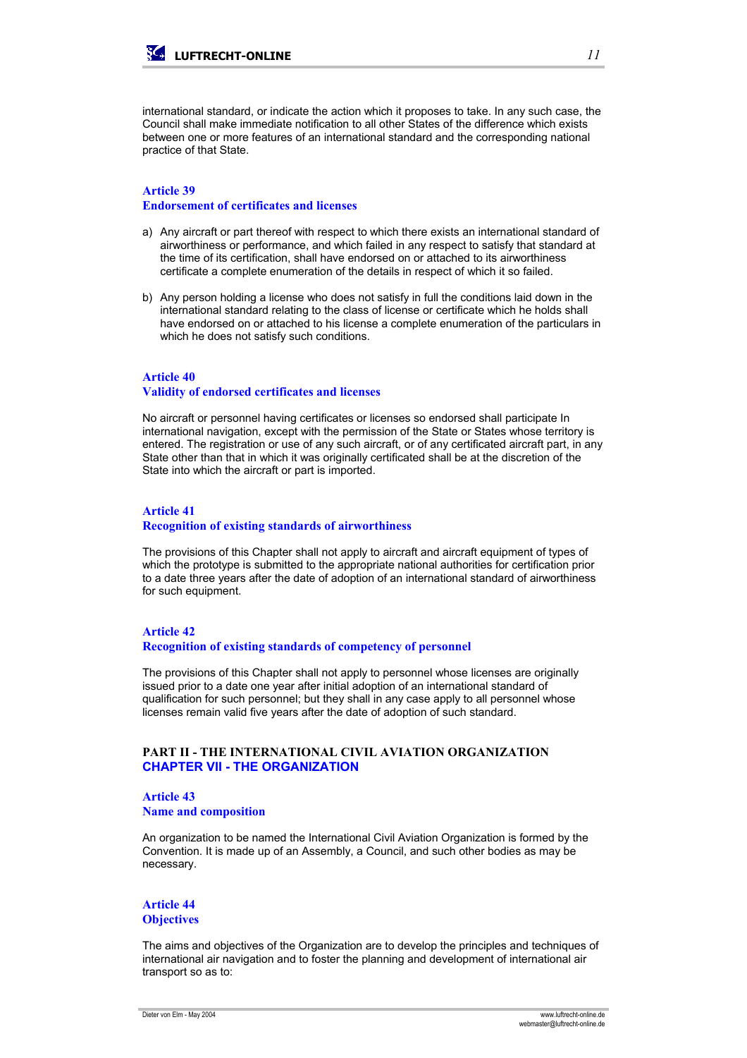international standard, or indicate the action which it proposes to take. In any such case, the Council shall make immediate notification to all other States of the difference which exists between one or more features of an international standard and the corresponding national practice of that State.

### Article 39
### Endorsement of certificates and licenses

a) Any aircraft or part thereof with respect to which there exists an international standard of airworthiness or performance, and which failed in any respect to satisfy that standard at the time of its certification, shall have endorsed on or attached to its airworthiness certificate a complete enumeration of the details in respect of which it so failed.

b) Any person holding a license who does not satisfy in full the conditions laid down in the international standard relating to the class of license or certificate which he holds shall have endorsed on or attached to his license a complete enumeration of the particulars in which he does not satisfy such conditions.

### Article 40
### Validity of endorsed certificates and licenses

No aircraft or personnel having certificates or licenses so endorsed shall participate In international navigation, except with the permission of the State or States whose territory is entered. The registration or use of any such aircraft, or of any certificated aircraft part, in any State other than that in which it was originally certificated shall be at the discretion of the State into which the aircraft or part is imported.

### Article 41
### Recognition of existing standards of airworthiness

The provisions of this Chapter shall not apply to aircraft and aircraft equipment of types of which the prototype is submitted to the appropriate national authorities for certification prior to a date three years after the date of adoption of an international standard of airworthiness for such equipment.

### Article 42
### Recognition of existing standards of competency of personnel

The provisions of this Chapter shall not apply to personnel whose licenses are originally issued prior to a date one year after initial adoption of an international standard of qualification for such personnel; but they shall in any case apply to all personnel whose licenses remain valid five years after the date of adoption of such standard.

# PART II - THE INTERNATIONAL CIVIL AVIATION ORGANIZATION
## CHAPTER VII - THE ORGANIZATION

### Article 43
### Name and composition

An organization to be named the International Civil Aviation Organization is formed by the Convention. It is made up of an Assembly, a Council, and such other bodies as may be necessary.

### Article 44
### Objectives

The aims and objectives of the Organization are to develop the principles and techniques of international air navigation and to foster the planning and development of international air transport so as to: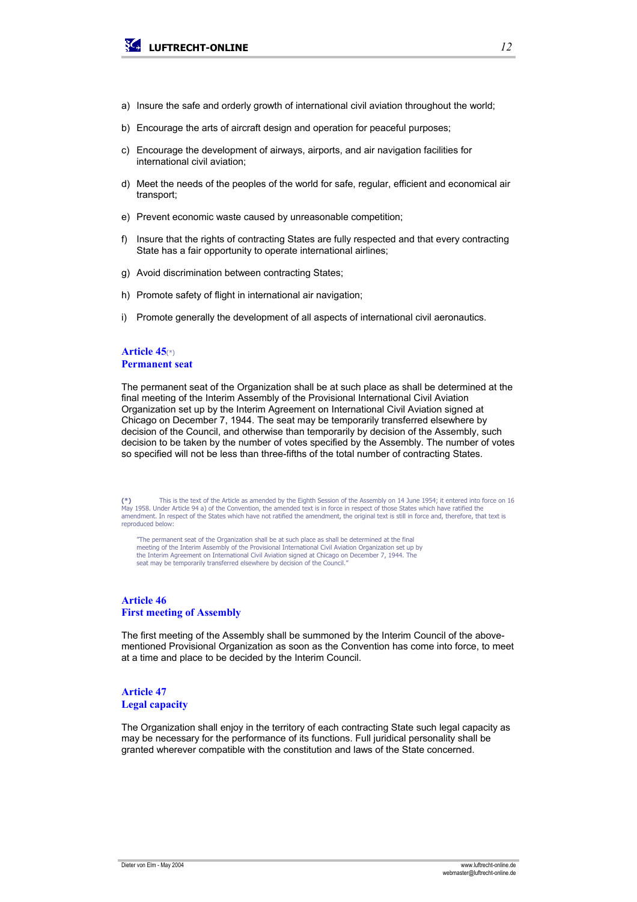a) Insure the safe and orderly growth of international civil aviation throughout the world;

b) Encourage the arts of aircraft design and operation for peaceful purposes;

c) Encourage the development of airways, airports, and air navigation facilities for international civil aviation;

d) Meet the needs of the peoples of the world for safe, regular, efficient and economical air transport;

e) Prevent economic waste caused by unreasonable competition;

f) Insure that the rights of contracting States are fully respected and that every contracting State has a fair opportunity to operate international airlines;

g) Avoid discrimination between contracting States;

h) Promote safety of flight in international air navigation;

i) Promote generally the development of all aspects of international civil aeronautics.

### Article 45(*)
### Permanent seat

The permanent seat of the Organization shall be at such place as shall be determined at the final meeting of the Interim Assembly of the Provisional International Civil Aviation Organization set up by the Interim Agreement on International Civil Aviation signed at Chicago on December 7, 1944. The seat may be temporarily transferred elsewhere by decision of the Council, and otherwise than temporarily by decision of the Assembly, such decision to be taken by the number of votes specified by the Assembly. The number of votes so specified will not be less than three-fifths of the total number of contracting States.

(*) This is the text of the Article as amended by the Eighth Session of the Assembly on 14 June 1954; it entered into force on 16 May 1958. Under Article 94 a) of the Convention, the amended text is in force in respect of those States which have ratified the amendment. In respect of the States which have not ratified the amendment, the original text is still in force and, therefore, that text is reproduced below:

> "The permanent seat of the Organization shall be at such place as shall be determined at the final meeting of the Interim Assembly of the Provisional International Civil Aviation Organization set up by the Interim Agreement on International Civil Aviation signed at Chicago on December 7, 1944. The seat may be temporarily transferred elsewhere by decision of the Council."

### Article 46
### First meeting of Assembly

The first meeting of the Assembly shall be summoned by the Interim Council of the above-mentioned Provisional Organization as soon as the Convention has come into force, to meet at a time and place to be decided by the Interim Council.

### Article 47
### Legal capacity

The Organization shall enjoy in the territory of each contracting State such legal capacity as may be necessary for the performance of its functions. Full juridical personality shall be granted wherever compatible with the constitution and laws of the State concerned.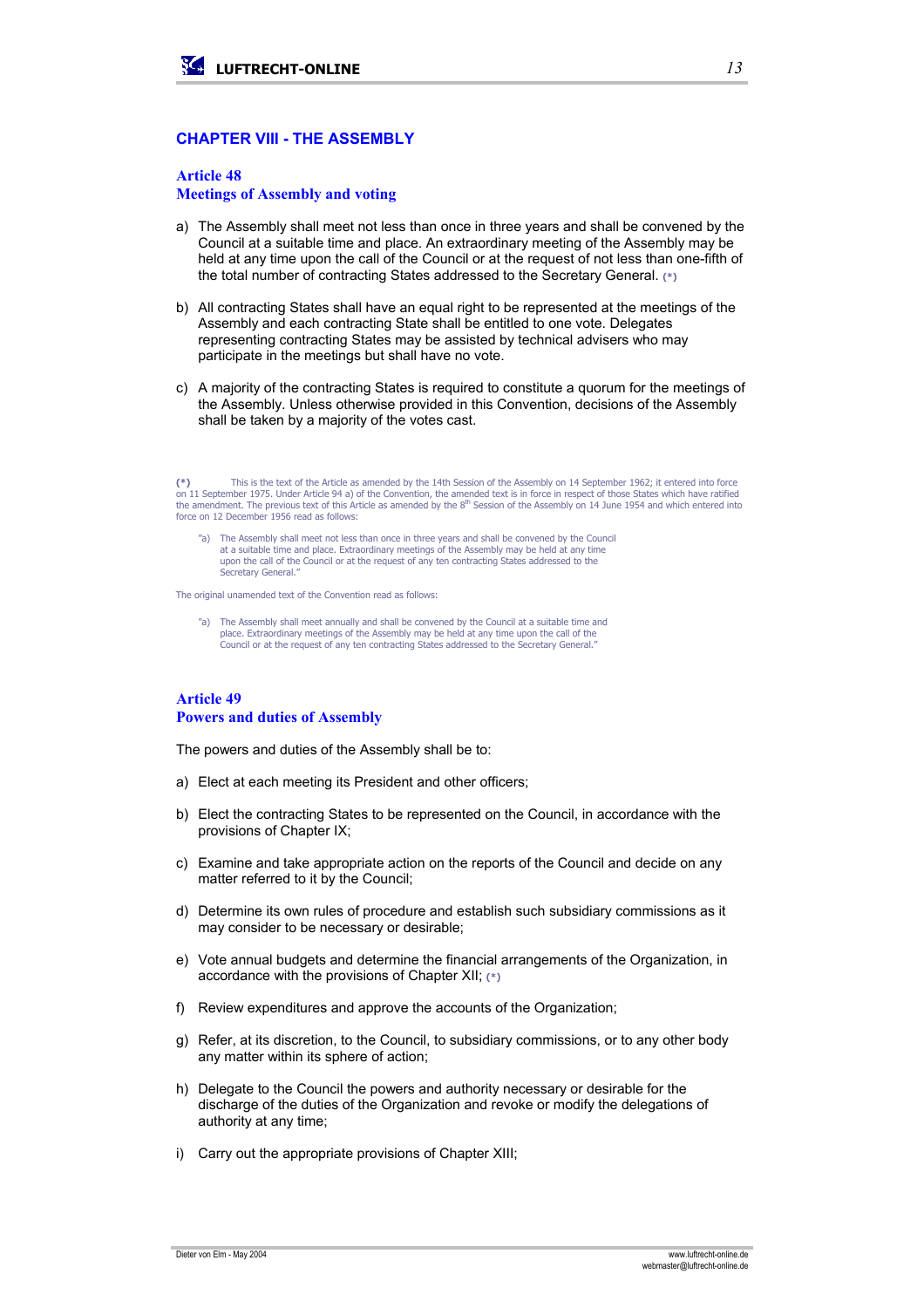## CHAPTER VIII - THE ASSEMBLY

### Article 48
### Meetings of Assembly and voting

a) The Assembly shall meet not less than once in three years and shall be convened by the Council at a suitable time and place. An extraordinary meeting of the Assembly may be held at any time upon the call of the Council or at the request of not less than one-fifth of the total number of contracting States addressed to the Secretary General. (*)

b) All contracting States shall have an equal right to be represented at the meetings of the Assembly and each contracting State shall be entitled to one vote. Delegates representing contracting States may be assisted by technical advisers who may participate in the meetings but shall have no vote.

c) A majority of the contracting States is required to constitute a quorum for the meetings of the Assembly. Unless otherwise provided in this Convention, decisions of the Assembly shall be taken by a majority of the votes cast.

(*) This is the text of the Article as amended by the 14th Session of the Assembly on 14 September 1962; it entered into force on 11 September 1975. Under Article 94 a) of the Convention, the amended text is in force in respect of those States which have ratified the amendment. The previous text of this Article as amended by the 8th Session of the Assembly on 14 June 1954 and which entered into force on 12 December 1956 read as follows:

> "a) The Assembly shall meet not less than once in three years and shall be convened by the Council at a suitable time and place. Extraordinary meetings of the Assembly may be held at any time upon the call of the Council or at the request of any ten contracting States addressed to the Secretary General."

The original unamended text of the Convention read as follows:

> "a) The Assembly shall meet annually and shall be convened by the Council at a suitable time and place. Extraordinary meetings of the Assembly may be held at any time upon the call of the Council or at the request of any ten contracting States addressed to the Secretary General."

### Article 49
### Powers and duties of Assembly

The powers and duties of the Assembly shall be to:

a) Elect at each meeting its President and other officers;

b) Elect the contracting States to be represented on the Council, in accordance with the provisions of Chapter IX;

c) Examine and take appropriate action on the reports of the Council and decide on any matter referred to it by the Council;

d) Determine its own rules of procedure and establish such subsidiary commissions as it may consider to be necessary or desirable;

e) Vote annual budgets and determine the financial arrangements of the Organization, in accordance with the provisions of Chapter XII; (*)

f) Review expenditures and approve the accounts of the Organization;

g) Refer, at its discretion, to the Council, to subsidiary commissions, or to any other body any matter within its sphere of action;

h) Delegate to the Council the powers and authority necessary or desirable for the discharge of the duties of the Organization and revoke or modify the delegations of authority at any time;

i) Carry out the appropriate provisions of Chapter XIII;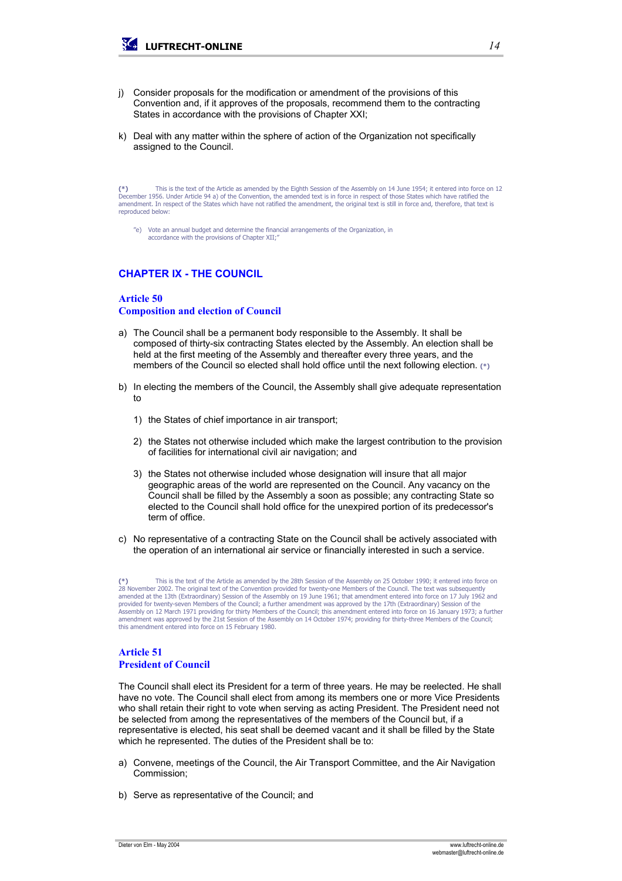j) Consider proposals for the modification or amendment of the provisions of this Convention and, if it approves of the proposals, recommend them to the contracting States in accordance with the provisions of Chapter XXI;

k) Deal with any matter within the sphere of action of the Organization not specifically assigned to the Council.

(*) This is the text of the Article as amended by the Eighth Session of the Assembly on 14 June 1954; it entered into force on 12 December 1956. Under Article 94 a) of the Convention, the amended text is in force in respect of those States which have ratified the amendment. In respect of the States which have not ratified the amendment, the original text is still in force and, therefore, that text is reproduced below:

> "e) Vote an annual budget and determine the financial arrangements of the Organization, in accordance with the provisions of Chapter XII;"

## CHAPTER IX - THE COUNCIL

### Article 50
### Composition and election of Council

a) The Council shall be a permanent body responsible to the Assembly. It shall be composed of thirty-six contracting States elected by the Assembly. An election shall be held at the first meeting of the Assembly and thereafter every three years, and the members of the Council so elected shall hold office until the next following election. (*)

b) In electing the members of the Council, the Assembly shall give adequate representation to

   1) the States of chief importance in air transport;

   2) the States not otherwise included which make the largest contribution to the provision of facilities for international civil air navigation; and

   3) the States not otherwise included whose designation will insure that all major geographic areas of the world are represented on the Council. Any vacancy on the Council shall be filled by the Assembly a soon as possible; any contracting State so elected to the Council shall hold office for the unexpired portion of its predecessor's term of office.

c) No representative of a contracting State on the Council shall be actively associated with the operation of an international air service or financially interested in such a service.

(*) This is the text of the Article as amended by the 28th Session of the Assembly on 25 October 1990; it entered into force on 28 November 2002. The original text of the Convention provided for twenty-one Members of the Council. The text was subsequently amended at the 13th (Extraordinary) Session of the Assembly on 19 June 1961; that amendment entered into force on 17 July 1962 and provided for twenty-seven Members of the Council; a further amendment was approved by the 17th (Extraordinary) Session of the Assembly on 12 March 1971 providing for thirty Members of the Council; this amendment entered into force on 16 January 1973; a further amendment was approved by the 21st Session of the Assembly on 14 October 1974; providing for thirty-three Members of the Council; this amendment entered into force on 15 February 1980.

### Article 51
### President of Council

The Council shall elect its President for a term of three years. He may be reelected. He shall have no vote. The Council shall elect from among its members one or more Vice Presidents who shall retain their right to vote when serving as acting President. The President need not be selected from among the representatives of the members of the Council but, if a representative is elected, his seat shall be deemed vacant and it shall be filled by the State which he represented. The duties of the President shall be to:

a) Convene, meetings of the Council, the Air Transport Committee, and the Air Navigation Commission;

b) Serve as representative of the Council; and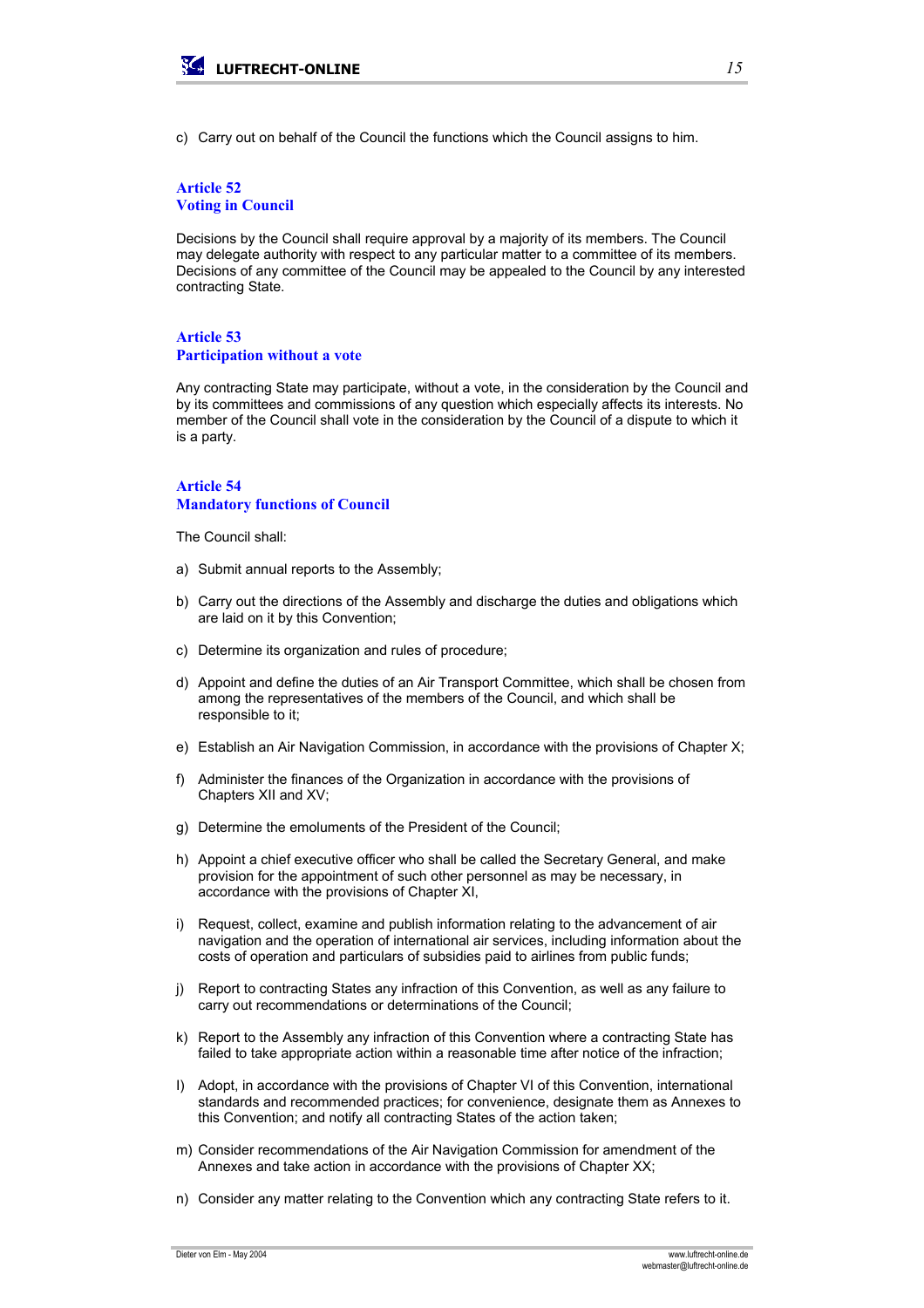c) Carry out on behalf of the Council the functions which the Council assigns to him.

### Article 52
### Voting in Council

Decisions by the Council shall require approval by a majority of its members. The Council may delegate authority with respect to any particular matter to a committee of its members. Decisions of any committee of the Council may be appealed to the Council by any interested contracting State.

### Article 53
### Participation without a vote

Any contracting State may participate, without a vote, in the consideration by the Council and by its committees and commissions of any question which especially affects its interests. No member of the Council shall vote in the consideration by the Council of a dispute to which it is a party.

### Article 54
### Mandatory functions of Council

The Council shall:

a) Submit annual reports to the Assembly;

b) Carry out the directions of the Assembly and discharge the duties and obligations which are laid on it by this Convention;

c) Determine its organization and rules of procedure;

d) Appoint and define the duties of an Air Transport Committee, which shall be chosen from among the representatives of the members of the Council, and which shall be responsible to it;

e) Establish an Air Navigation Commission, in accordance with the provisions of Chapter X;

f) Administer the finances of the Organization in accordance with the provisions of Chapters XII and XV;

g) Determine the emoluments of the President of the Council;

h) Appoint a chief executive officer who shall be called the Secretary General, and make provision for the appointment of such other personnel as may be necessary, in accordance with the provisions of Chapter XI,

i) Request, collect, examine and publish information relating to the advancement of air navigation and the operation of international air services, including information about the costs of operation and particulars of subsidies paid to airlines from public funds;

j) Report to contracting States any infraction of this Convention, as well as any failure to carry out recommendations or determinations of the Council;

k) Report to the Assembly any infraction of this Convention where a contracting State has failed to take appropriate action within a reasonable time after notice of the infraction;

l) Adopt, in accordance with the provisions of Chapter VI of this Convention, international standards and recommended practices; for convenience, designate them as Annexes to this Convention; and notify all contracting States of the action taken;

m) Consider recommendations of the Air Navigation Commission for amendment of the Annexes and take action in accordance with the provisions of Chapter XX;

n) Consider any matter relating to the Convention which any contracting State refers to it.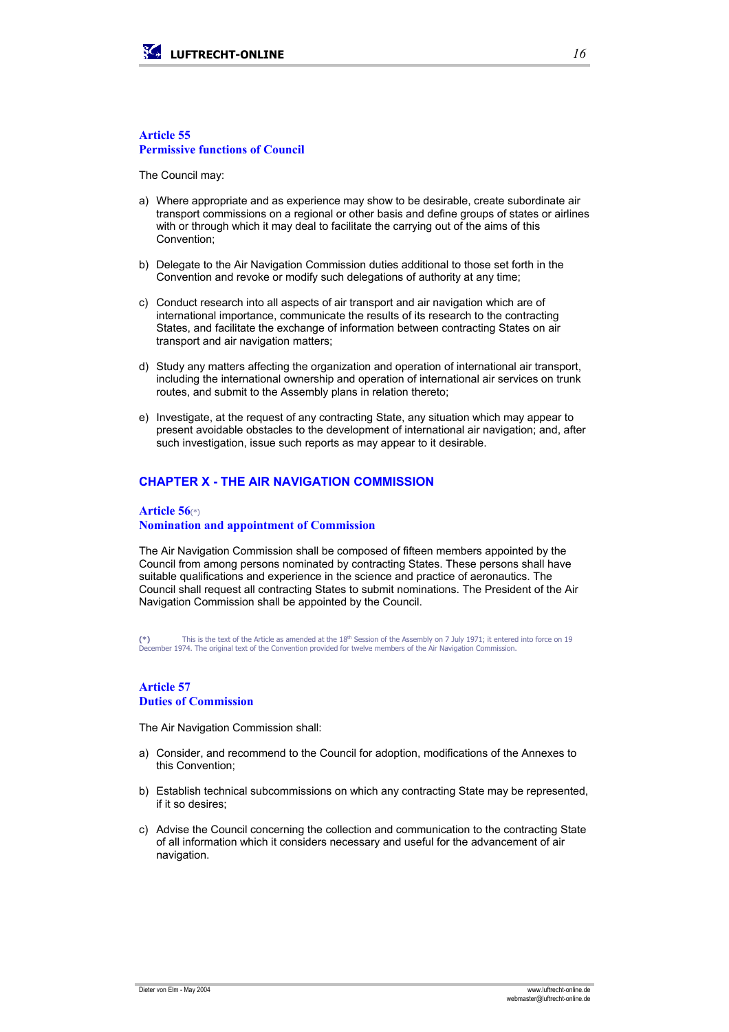### Article 55
### Permissive functions of Council

The Council may:

a) Where appropriate and as experience may show to be desirable, create subordinate air transport commissions on a regional or other basis and define groups of states or airlines with or through which it may deal to facilitate the carrying out of the aims of this Convention;

b) Delegate to the Air Navigation Commission duties additional to those set forth in the Convention and revoke or modify such delegations of authority at any time;

c) Conduct research into all aspects of air transport and air navigation which are of international importance, communicate the results of its research to the contracting States, and facilitate the exchange of information between contracting States on air transport and air navigation matters;

d) Study any matters affecting the organization and operation of international air transport, including the international ownership and operation of international air services on trunk routes, and submit to the Assembly plans in relation thereto;

e) Investigate, at the request of any contracting State, any situation which may appear to present avoidable obstacles to the development of international air navigation; and, after such investigation, issue such reports as may appear to it desirable.

## CHAPTER X - THE AIR NAVIGATION COMMISSION

### Article 56(*)
### Nomination and appointment of Commission

The Air Navigation Commission shall be composed of fifteen members appointed by the Council from among persons nominated by contracting States. These persons shall have suitable qualifications and experience in the science and practice of aeronautics. The Council shall request all contracting States to submit nominations. The President of the Air Navigation Commission shall be appointed by the Council.

(*) This is the text of the Article as amended at the 18th Session of the Assembly on 7 July 1971; it entered into force on 19 December 1974. The original text of the Convention provided for twelve members of the Air Navigation Commission.

### Article 57
### Duties of Commission

The Air Navigation Commission shall:

a) Consider, and recommend to the Council for adoption, modifications of the Annexes to this Convention;

b) Establish technical subcommissions on which any contracting State may be represented, if it so desires;

c) Advise the Council concerning the collection and communication to the contracting State of all information which it considers necessary and useful for the advancement of air navigation.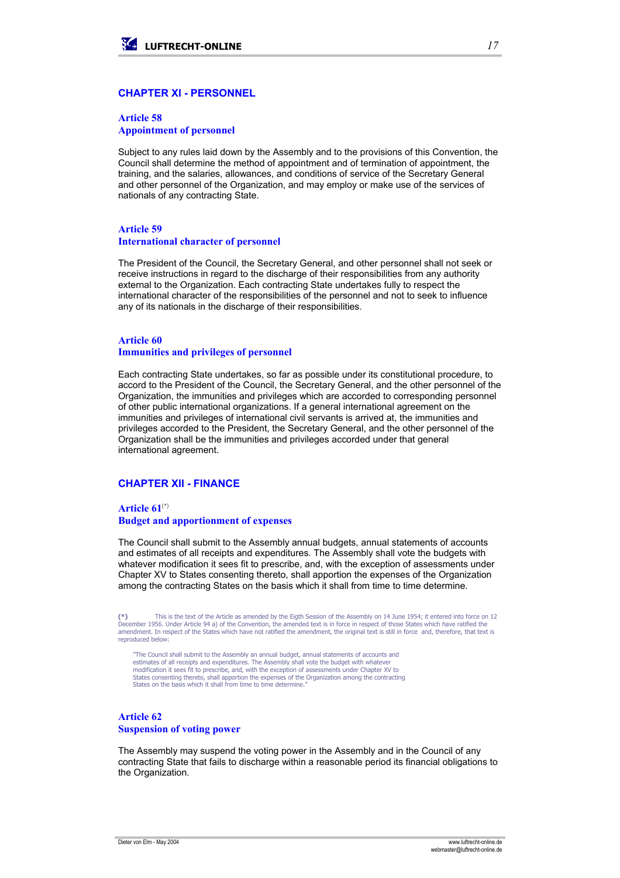## CHAPTER XI - PERSONNEL

### Article 58
### Appointment of personnel

Subject to any rules laid down by the Assembly and to the provisions of this Convention, the Council shall determine the method of appointment and of termination of appointment, the training, and the salaries, allowances, and conditions of service of the Secretary General and other personnel of the Organization, and may employ or make use of the services of nationals of any contracting State.

### Article 59
### International character of personnel

The President of the Council, the Secretary General, and other personnel shall not seek or receive instructions in regard to the discharge of their responsibilities from any authority external to the Organization. Each contracting State undertakes fully to respect the international character of the responsibilities of the personnel and not to seek to influence any of its nationals in the discharge of their responsibilities.

### Article 60
### Immunities and privileges of personnel

Each contracting State undertakes, so far as possible under its constitutional procedure, to accord to the President of the Council, the Secretary General, and the other personnel of the Organization, the immunities and privileges which are accorded to corresponding personnel of other public international organizations. If a general international agreement on the immunities and privileges of international civil servants is arrived at, the immunities and privileges accorded to the President, the Secretary General, and the other personnel of the Organization shall be the immunities and privileges accorded under that general international agreement.

## CHAPTER XII - FINANCE

### Article 61[(*)]
### Budget and apportionment of expenses

The Council shall submit to the Assembly annual budgets, annual statements of accounts and estimates of all receipts and expenditures. The Assembly shall vote the budgets with whatever modification it sees fit to prescribe, and, with the exception of assessments under Chapter XV to States consenting thereto, shall apportion the expenses of the Organization among the contracting States on the basis which it shall from time to time determine.

(*) This is the text of the Article as amended by the Eigth Session of the Assembly on 14 June 1954; it entered into force on 12 December 1956. Under Article 94 a) of the Convention, the amended text is in force in respect of those States which have ratified the amendment. In respect of the States which have not ratified the amendment, the original text is still in force and, therefore, that text is reproduced below:

> "The Council shall submit to the Assembly an annual budget, annual statements of accounts and estimates of all receipts and expenditures. The Assembly shall vote the budget with whatever modification it sees fit to prescribe, and, with the exception of assessments under Chapter XV to States consenting thereto, shall apportion the expenses of the Organization among the contracting States on the basis which it shall from time to time determine."

### Article 62
### Suspension of voting power

The Assembly may suspend the voting power in the Assembly and in the Council of any contracting State that fails to discharge within a reasonable period its financial obligations to the Organization.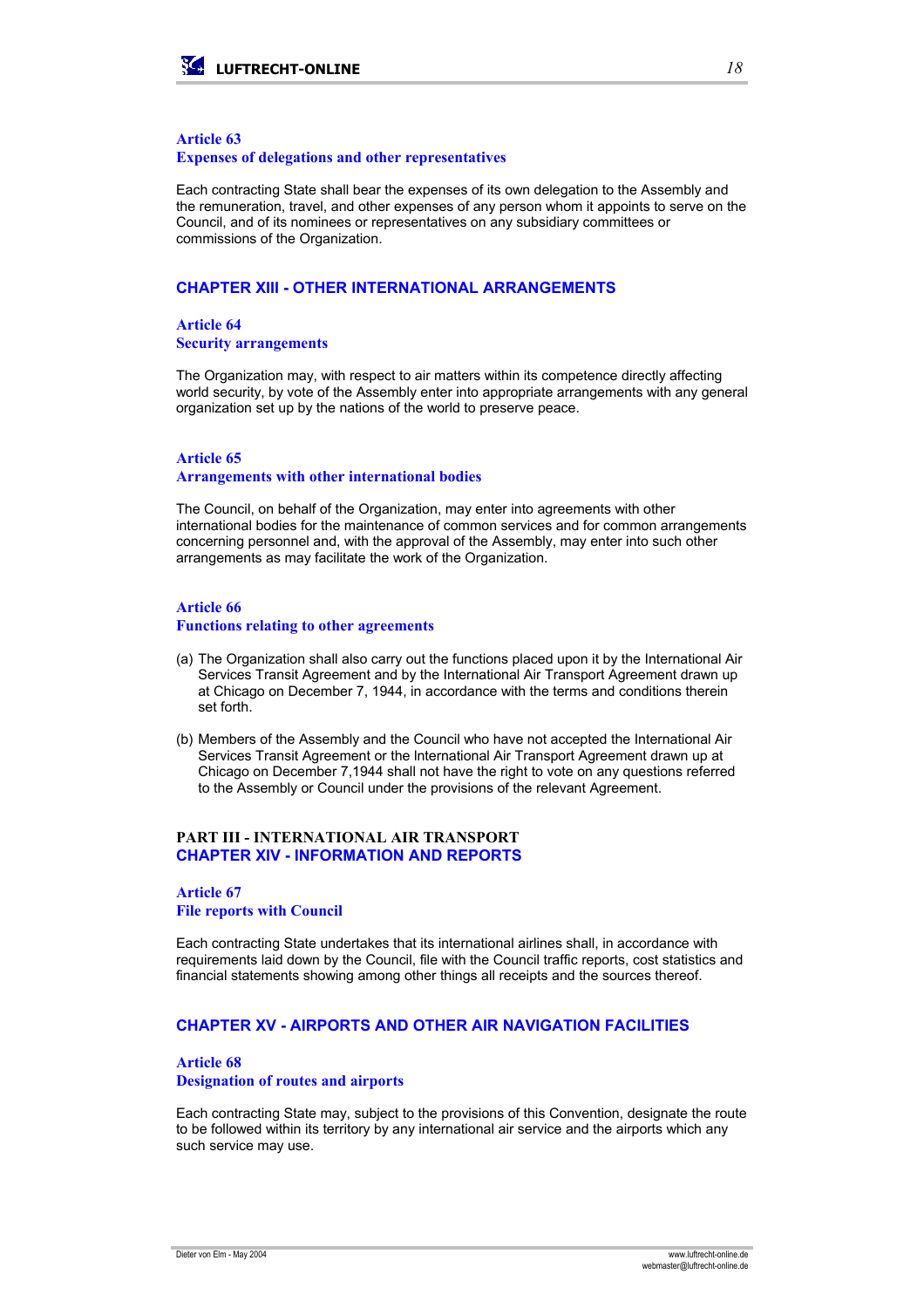### Article 63
### Expenses of delegations and other representatives

Each contracting State shall bear the expenses of its own delegation to the Assembly and the remuneration, travel, and other expenses of any person whom it appoints to serve on the Council, and of its nominees or representatives on any subsidiary committees or commissions of the Organization.

## CHAPTER XIII - OTHER INTERNATIONAL ARRANGEMENTS

### Article 64
### Security arrangements

The Organization may, with respect to air matters within its competence directly affecting world security, by vote of the Assembly enter into appropriate arrangements with any general organization set up by the nations of the world to preserve peace.

### Article 65
### Arrangements with other international bodies

The Council, on behalf of the Organization, may enter into agreements with other international bodies for the maintenance of common services and for common arrangements concerning personnel and, with the approval of the Assembly, may enter into such other arrangements as may facilitate the work of the Organization.

### Article 66
### Functions relating to other agreements

(a) The Organization shall also carry out the functions placed upon it by the International Air Services Transit Agreement and by the International Air Transport Agreement drawn up at Chicago on December 7, 1944, in accordance with the terms and conditions therein set forth.

(b) Members of the Assembly and the Council who have not accepted the International Air Services Transit Agreement or the International Air Transport Agreement drawn up at Chicago on December 7,1944 shall not have the right to vote on any questions referred to the Assembly or Council under the provisions of the relevant Agreement.

# PART III - INTERNATIONAL AIR TRANSPORT
## CHAPTER XIV - INFORMATION AND REPORTS

### Article 67
### File reports with Council

Each contracting State undertakes that its international airlines shall, in accordance with requirements laid down by the Council, file with the Council traffic reports, cost statistics and financial statements showing among other things all receipts and the sources thereof.

## CHAPTER XV - AIRPORTS AND OTHER AIR NAVIGATION FACILITIES

### Article 68
### Designation of routes and airports

Each contracting State may, subject to the provisions of this Convention, designate the route to be followed within its territory by any international air service and the airports which any such service may use.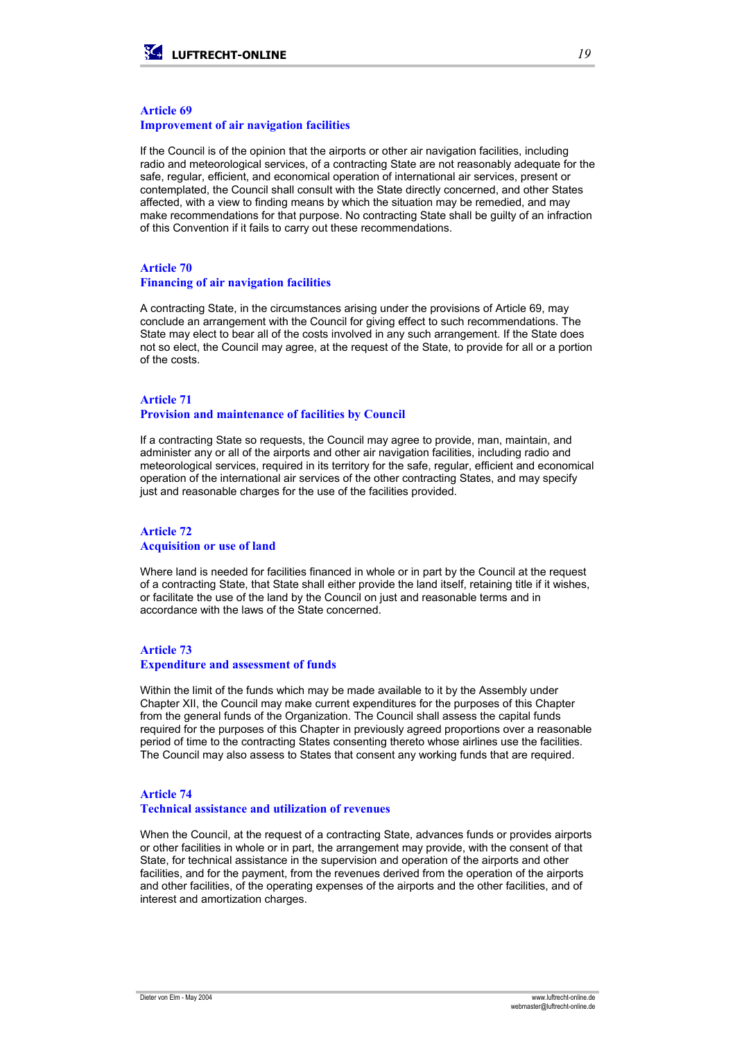### Article 69
### Improvement of air navigation facilities

If the Council is of the opinion that the airports or other air navigation facilities, including radio and meteorological services, of a contracting State are not reasonably adequate for the safe, regular, efficient, and economical operation of international air services, present or contemplated, the Council shall consult with the State directly concerned, and other States affected, with a view to finding means by which the situation may be remedied, and may make recommendations for that purpose. No contracting State shall be guilty of an infraction of this Convention if it fails to carry out these recommendations.

### Article 70
### Financing of air navigation facilities

A contracting State, in the circumstances arising under the provisions of Article 69, may conclude an arrangement with the Council for giving effect to such recommendations. The State may elect to bear all of the costs involved in any such arrangement. If the State does not so elect, the Council may agree, at the request of the State, to provide for all or a portion of the costs.

### Article 71
### Provision and maintenance of facilities by Council

If a contracting State so requests, the Council may agree to provide, man, maintain, and administer any or all of the airports and other air navigation facilities, including radio and meteorological services, required in its territory for the safe, regular, efficient and economical operation of the international air services of the other contracting States, and may specify just and reasonable charges for the use of the facilities provided.

### Article 72
### Acquisition or use of land

Where land is needed for facilities financed in whole or in part by the Council at the request of a contracting State, that State shall either provide the land itself, retaining title if it wishes, or facilitate the use of the land by the Council on just and reasonable terms and in accordance with the laws of the State concerned.

### Article 73
### Expenditure and assessment of funds

Within the limit of the funds which may be made available to it by the Assembly under Chapter XII, the Council may make current expenditures for the purposes of this Chapter from the general funds of the Organization. The Council shall assess the capital funds required for the purposes of this Chapter in previously agreed proportions over a reasonable period of time to the contracting States consenting thereto whose airlines use the facilities. The Council may also assess to States that consent any working funds that are required.

### Article 74
### Technical assistance and utilization of revenues

When the Council, at the request of a contracting State, advances funds or provides airports or other facilities in whole or in part, the arrangement may provide, with the consent of that State, for technical assistance in the supervision and operation of the airports and other facilities, and for the payment, from the revenues derived from the operation of the airports and other facilities, of the operating expenses of the airports and the other facilities, and of interest and amortization charges.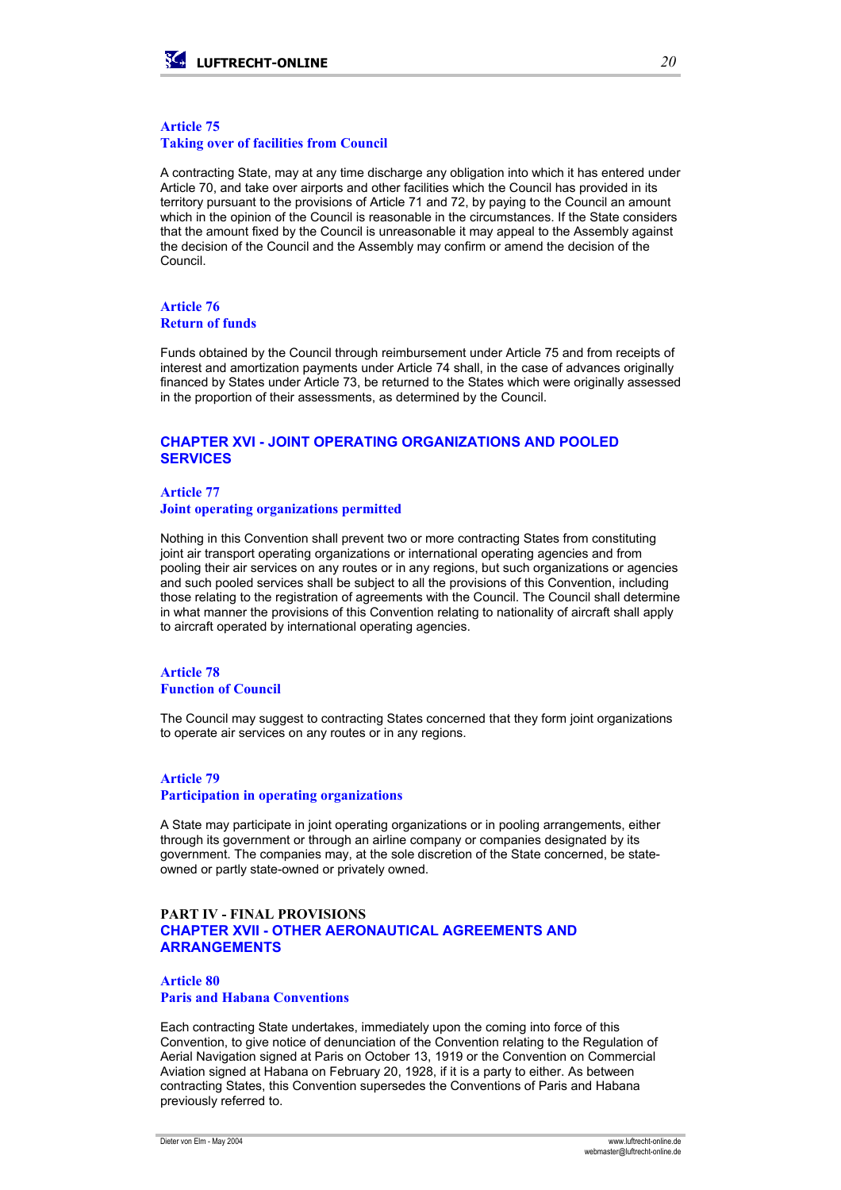### Article 75
### Taking over of facilities from Council

A contracting State, may at any time discharge any obligation into which it has entered under Article 70, and take over airports and other facilities which the Council has provided in its territory pursuant to the provisions of Article 71 and 72, by paying to the Council an amount which in the opinion of the Council is reasonable in the circumstances. If the State considers that the amount fixed by the Council is unreasonable it may appeal to the Assembly against the decision of the Council and the Assembly may confirm or amend the decision of the Council.

### Article 76
### Return of funds

Funds obtained by the Council through reimbursement under Article 75 and from receipts of interest and amortization payments under Article 74 shall, in the case of advances originally financed by States under Article 73, be returned to the States which were originally assessed in the proportion of their assessments, as determined by the Council.

## CHAPTER XVI - JOINT OPERATING ORGANIZATIONS AND POOLED SERVICES

### Article 77
### Joint operating organizations permitted

Nothing in this Convention shall prevent two or more contracting States from constituting joint air transport operating organizations or international operating agencies and from pooling their air services on any routes or in any regions, but such organizations or agencies and such pooled services shall be subject to all the provisions of this Convention, including those relating to the registration of agreements with the Council. The Council shall determine in what manner the provisions of this Convention relating to nationality of aircraft shall apply to aircraft operated by international operating agencies.

### Article 78
### Function of Council

The Council may suggest to contracting States concerned that they form joint organizations to operate air services on any routes or in any regions.

### Article 79
### Participation in operating organizations

A State may participate in joint operating organizations or in pooling arrangements, either through its government or through an airline company or companies designated by its government. The companies may, at the sole discretion of the State concerned, be state-owned or partly state-owned or privately owned.

# PART IV - FINAL PROVISIONS

## CHAPTER XVII - OTHER AERONAUTICAL AGREEMENTS AND ARRANGEMENTS

### Article 80
### Paris and Habana Conventions

Each contracting State undertakes, immediately upon the coming into force of this Convention, to give notice of denunciation of the Convention relating to the Regulation of Aerial Navigation signed at Paris on October 13, 1919 or the Convention on Commercial Aviation signed at Habana on February 20, 1928, if it is a party to either. As between contracting States, this Convention supersedes the Conventions of Paris and Habana previously referred to.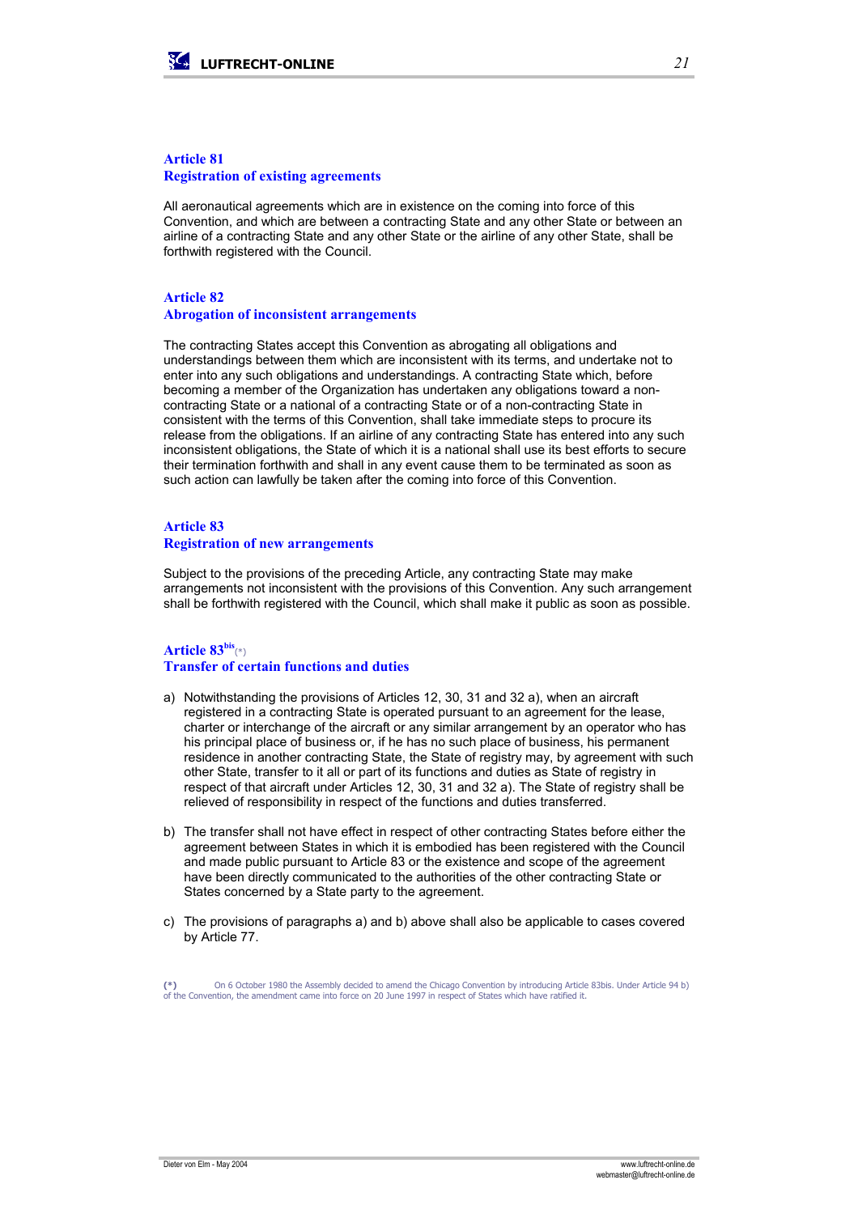### Article 81
### Registration of existing agreements

All aeronautical agreements which are in existence on the coming into force of this Convention, and which are between a contracting State and any other State or between an airline of a contracting State and any other State or the airline of any other State, shall be forthwith registered with the Council.

### Article 82
### Abrogation of inconsistent arrangements

The contracting States accept this Convention as abrogating all obligations and understandings between them which are inconsistent with its terms, and undertake not to enter into any such obligations and understandings. A contracting State which, before becoming a member of the Organization has undertaken any obligations toward a non-contracting State or a national of a contracting State or of a non-contracting State in consistent with the terms of this Convention, shall take immediate steps to procure its release from the obligations. If an airline of any contracting State has entered into any such inconsistent obligations, the State of which it is a national shall use its best efforts to secure their termination forthwith and shall in any event cause them to be terminated as soon as such action can lawfully be taken after the coming into force of this Convention.

### Article 83
### Registration of new arrangements

Subject to the provisions of the preceding Article, any contracting State may make arrangements not inconsistent with the provisions of this Convention. Any such arrangement shall be forthwith registered with the Council, which shall make it public as soon as possible.

### Article 83bis (*)
### Transfer of certain functions and duties

a) Notwithstanding the provisions of Articles 12, 30, 31 and 32 a), when an aircraft registered in a contracting State is operated pursuant to an agreement for the lease, charter or interchange of the aircraft or any similar arrangement by an operator who has his principal place of business or, if he has no such place of business, his permanent residence in another contracting State, the State of registry may, by agreement with such other State, transfer to it all or part of its functions and duties as State of registry in respect of that aircraft under Articles 12, 30, 31 and 32 a). The State of registry shall be relieved of responsibility in respect of the functions and duties transferred.

b) The transfer shall not have effect in respect of other contracting States before either the agreement between States in which it is embodied has been registered with the Council and made public pursuant to Article 83 or the existence and scope of the agreement have been directly communicated to the authorities of the other contracting State or States concerned by a State party to the agreement.

c) The provisions of paragraphs a) and b) above shall also be applicable to cases covered by Article 77.

(*) On 6 October 1980 the Assembly decided to amend the Chicago Convention by introducing Article 83bis. Under Article 94 b) of the Convention, the amendment came into force on 20 June 1997 in respect of States which have ratified it.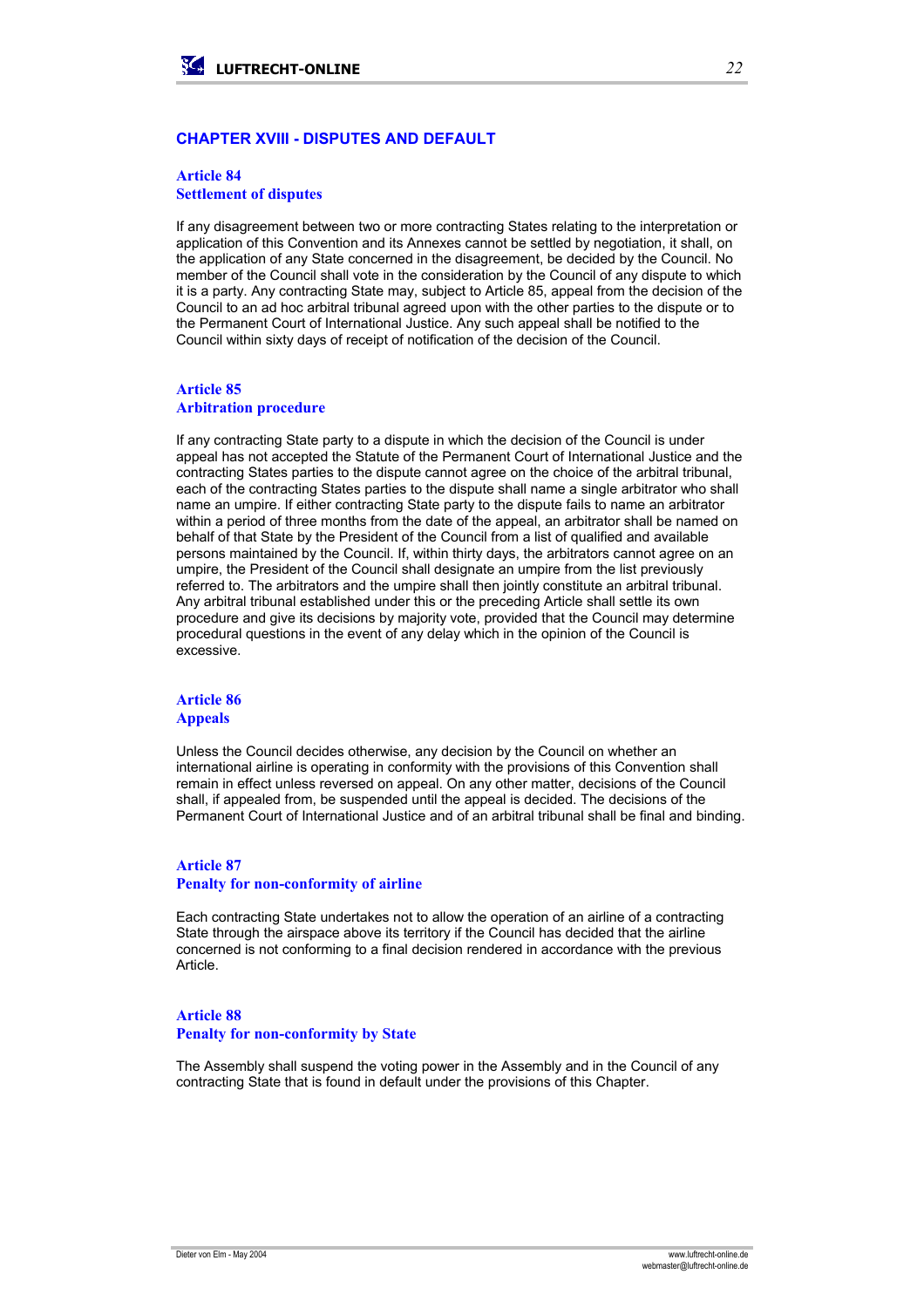## CHAPTER XVIII - DISPUTES AND DEFAULT

### Article 84
### Settlement of disputes

If any disagreement between two or more contracting States relating to the interpretation or application of this Convention and its Annexes cannot be settled by negotiation, it shall, on the application of any State concerned in the disagreement, be decided by the Council. No member of the Council shall vote in the consideration by the Council of any dispute to which it is a party. Any contracting State may, subject to Article 85, appeal from the decision of the Council to an ad hoc arbitral tribunal agreed upon with the other parties to the dispute or to the Permanent Court of International Justice. Any such appeal shall be notified to the Council within sixty days of receipt of notification of the decision of the Council.

### Article 85
### Arbitration procedure

If any contracting State party to a dispute in which the decision of the Council is under appeal has not accepted the Statute of the Permanent Court of International Justice and the contracting States parties to the dispute cannot agree on the choice of the arbitral tribunal, each of the contracting States parties to the dispute shall name a single arbitrator who shall name an umpire. If either contracting State party to the dispute fails to name an arbitrator within a period of three months from the date of the appeal, an arbitrator shall be named on behalf of that State by the President of the Council from a list of qualified and available persons maintained by the Council. If, within thirty days, the arbitrators cannot agree on an umpire, the President of the Council shall designate an umpire from the list previously referred to. The arbitrators and the umpire shall then jointly constitute an arbitral tribunal. Any arbitral tribunal established under this or the preceding Article shall settle its own procedure and give its decisions by majority vote, provided that the Council may determine procedural questions in the event of any delay which in the opinion of the Council is excessive.

### Article 86
### Appeals

Unless the Council decides otherwise, any decision by the Council on whether an international airline is operating in conformity with the provisions of this Convention shall remain in effect unless reversed on appeal. On any other matter, decisions of the Council shall, if appealed from, be suspended until the appeal is decided. The decisions of the Permanent Court of International Justice and of an arbitral tribunal shall be final and binding.

### Article 87
### Penalty for non-conformity of airline

Each contracting State undertakes not to allow the operation of an airline of a contracting State through the airspace above its territory if the Council has decided that the airline concerned is not conforming to a final decision rendered in accordance with the previous Article.

### Article 88
### Penalty for non-conformity by State

The Assembly shall suspend the voting power in the Assembly and in the Council of any contracting State that is found in default under the provisions of this Chapter.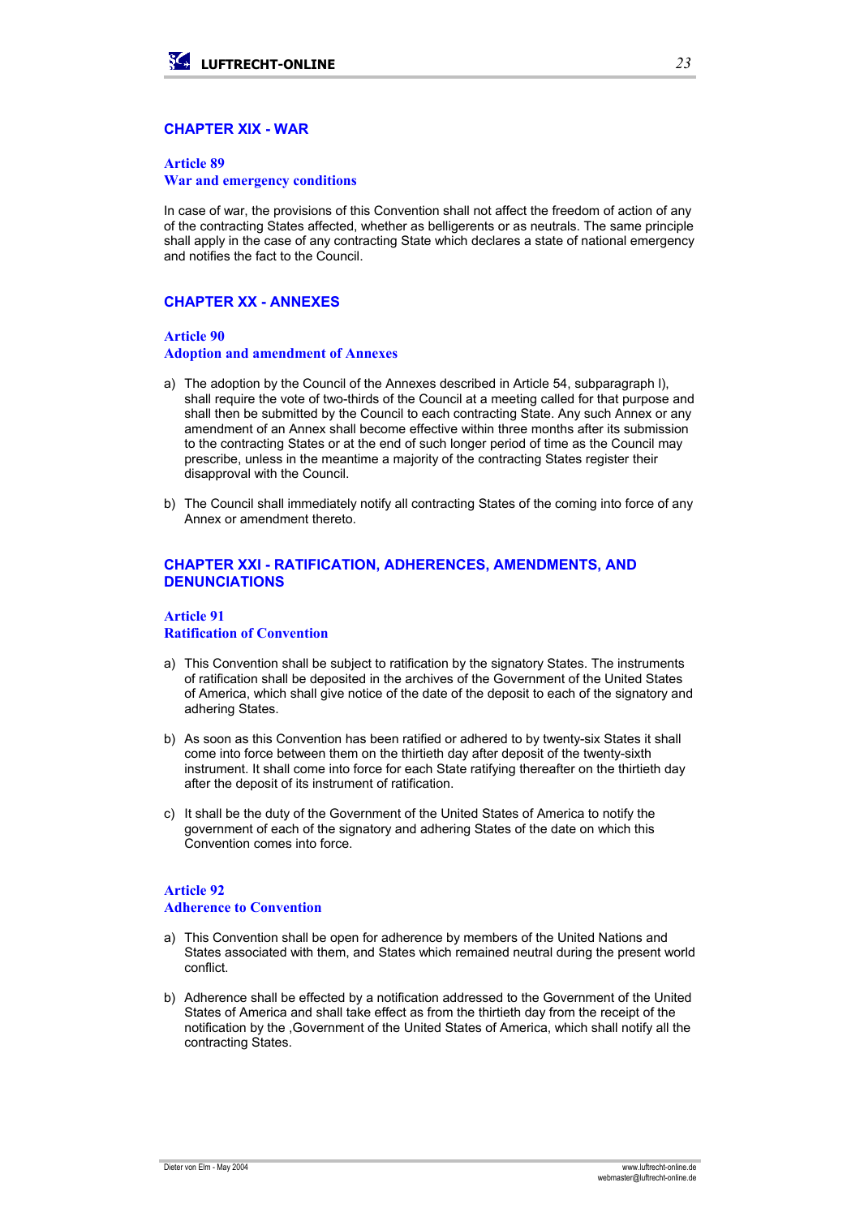## CHAPTER XIX - WAR

### Article 89
### War and emergency conditions

In case of war, the provisions of this Convention shall not affect the freedom of action of any of the contracting States affected, whether as belligerents or as neutrals. The same principle shall apply in the case of any contracting State which declares a state of national emergency and notifies the fact to the Council.

## CHAPTER XX - ANNEXES

### Article 90
### Adoption and amendment of Annexes

a) The adoption by the Council of the Annexes described in Article 54, subparagraph l), shall require the vote of two-thirds of the Council at a meeting called for that purpose and shall then be submitted by the Council to each contracting State. Any such Annex or any amendment of an Annex shall become effective within three months after its submission to the contracting States or at the end of such longer period of time as the Council may prescribe, unless in the meantime a majority of the contracting States register their disapproval with the Council.

b) The Council shall immediately notify all contracting States of the coming into force of any Annex or amendment thereto.

## CHAPTER XXI - RATIFICATION, ADHERENCES, AMENDMENTS, AND DENUNCIATIONS

### Article 91
### Ratification of Convention

a) This Convention shall be subject to ratification by the signatory States. The instruments of ratification shall be deposited in the archives of the Government of the United States of America, which shall give notice of the date of the deposit to each of the signatory and adhering States.

b) As soon as this Convention has been ratified or adhered to by twenty-six States it shall come into force between them on the thirtieth day after deposit of the twenty-sixth instrument. It shall come into force for each State ratifying thereafter on the thirtieth day after the deposit of its instrument of ratification.

c) It shall be the duty of the Government of the United States of America to notify the government of each of the signatory and adhering States of the date on which this Convention comes into force.

### Article 92
### Adherence to Convention

a) This Convention shall be open for adherence by members of the United Nations and States associated with them, and States which remained neutral during the present world conflict.

b) Adherence shall be effected by a notification addressed to the Government of the United States of America and shall take effect as from the thirtieth day from the receipt of the notification by the ‚Government of the United States of America, which shall notify all the contracting States.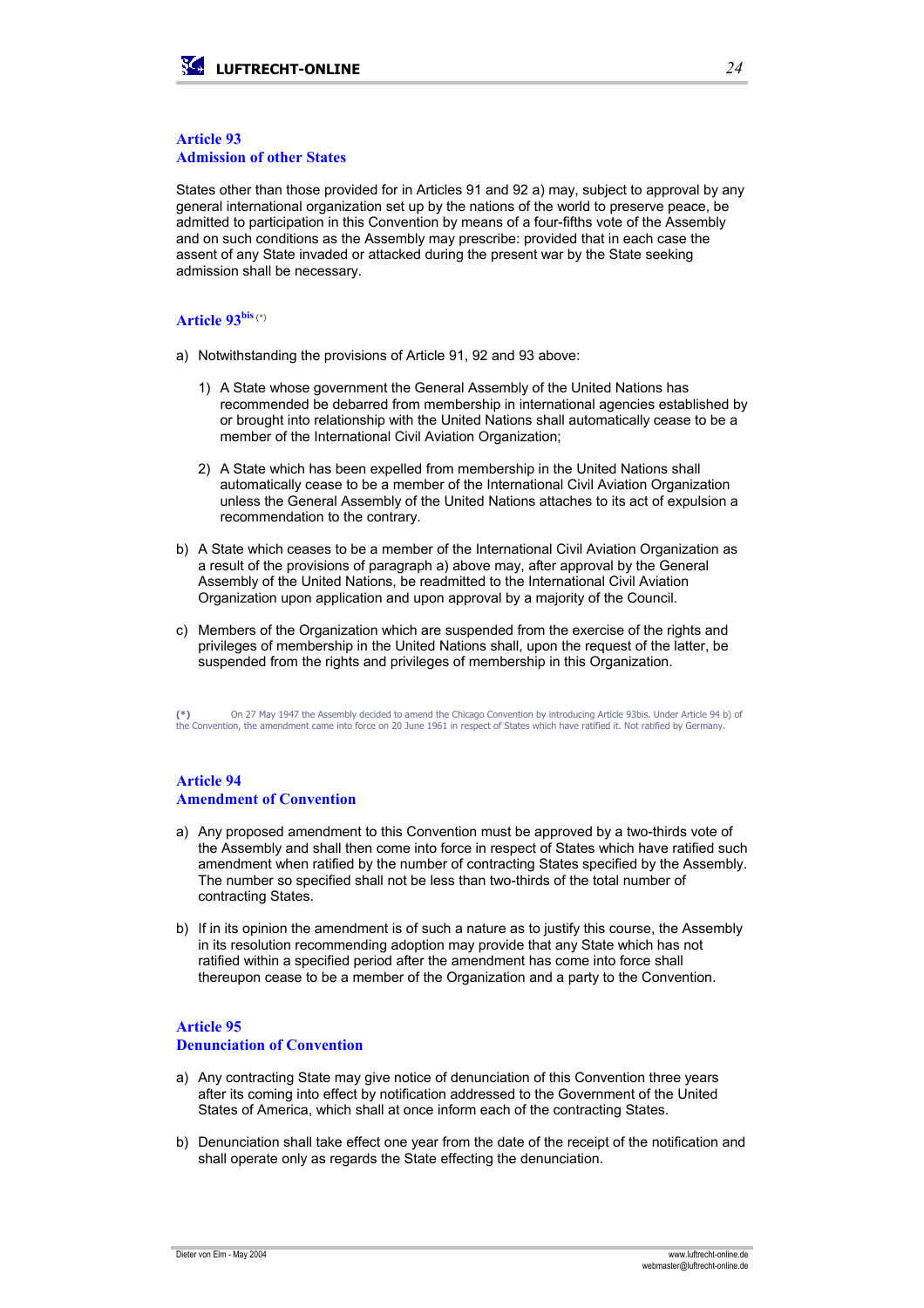## Article 93
## Admission of other States

States other than those provided for in Articles 91 and 92 a) may, subject to approval by any general international organization set up by the nations of the world to preserve peace, be admitted to participation in this Convention by means of a four-fifths vote of the Assembly and on such conditions as the Assembly may prescribe: provided that in each case the assent of any State invaded or attacked during the present war by the State seeking admission shall be necessary.

## Article 93bis (*)

a) Notwithstanding the provisions of Article 91, 92 and 93 above:

   1) A State whose government the General Assembly of the United Nations has recommended be debarred from membership in international agencies established by or brought into relationship with the United Nations shall automatically cease to be a member of the International Civil Aviation Organization;

   2) A State which has been expelled from membership in the United Nations shall automatically cease to be a member of the International Civil Aviation Organization unless the General Assembly of the United Nations attaches to its act of expulsion a recommendation to the contrary.

b) A State which ceases to be a member of the International Civil Aviation Organization as a result of the provisions of paragraph a) above may, after approval by the General Assembly of the United Nations, be readmitted to the International Civil Aviation Organization upon application and upon approval by a majority of the Council.

c) Members of the Organization which are suspended from the exercise of the rights and privileges of membership in the United Nations shall, upon the request of the latter, be suspended from the rights and privileges of membership in this Organization.

(*) On 27 May 1947 the Assembly decided to amend the Chicago Convention by introducing Article 93bis. Under Article 94 b) of the Convention, the amendment came into force on 20 June 1961 in respect of States which have ratified it. Not ratified by Germany.

## Article 94
## Amendment of Convention

a) Any proposed amendment to this Convention must be approved by a two-thirds vote of the Assembly and shall then come into force in respect of States which have ratified such amendment when ratified by the number of contracting States specified by the Assembly. The number so specified shall not be less than two-thirds of the total number of contracting States.

b) If in its opinion the amendment is of such a nature as to justify this course, the Assembly in its resolution recommending adoption may provide that any State which has not ratified within a specified period after the amendment has come into force shall thereupon cease to be a member of the Organization and a party to the Convention.

## Article 95
## Denunciation of Convention

a) Any contracting State may give notice of denunciation of this Convention three years after its coming into effect by notification addressed to the Government of the United States of America, which shall at once inform each of the contracting States.

b) Denunciation shall take effect one year from the date of the receipt of the notification and shall operate only as regards the State effecting the denunciation.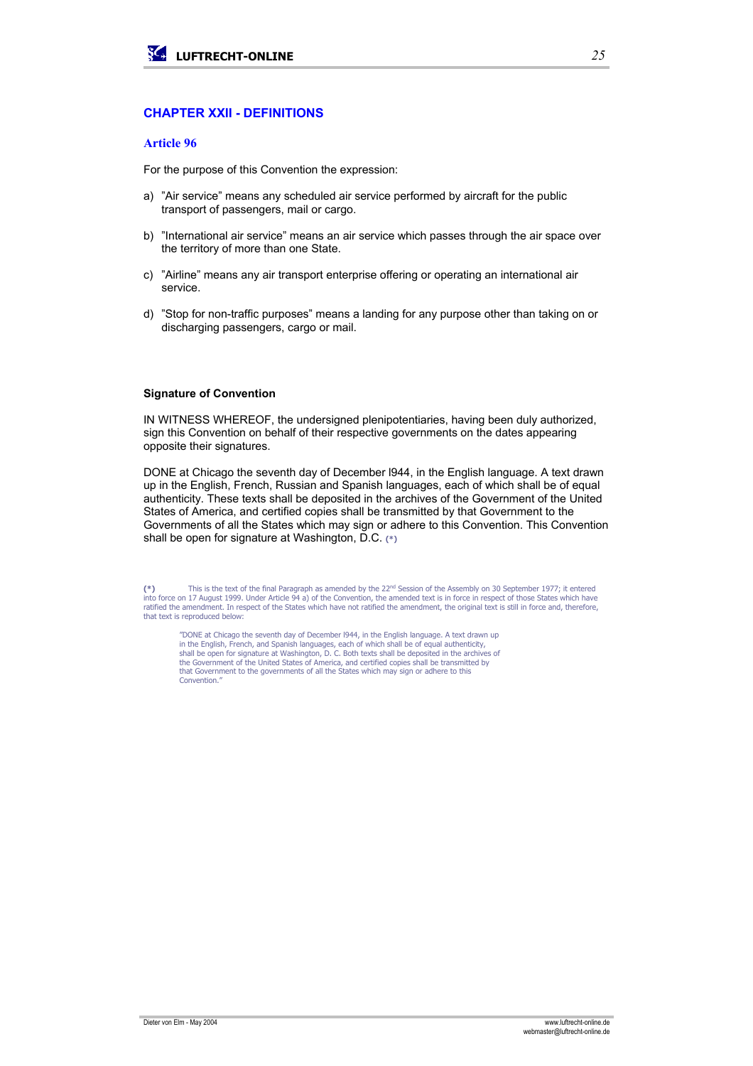## CHAPTER XXII - DEFINITIONS

### Article 96

For the purpose of this Convention the expression:

a) "Air service" means any scheduled air service performed by aircraft for the public transport of passengers, mail or cargo.

b) "International air service" means an air service which passes through the air space over the territory of more than one State.

c) "Airline" means any air transport enterprise offering or operating an international air service.

d) "Stop for non-traffic purposes" means a landing for any purpose other than taking on or discharging passengers, cargo or mail.

**Signature of Convention**

IN WITNESS WHEREOF, the undersigned plenipotentiaries, having been duly authorized, sign this Convention on behalf of their respective governments on the dates appearing opposite their signatures.

DONE at Chicago the seventh day of December l944, in the English language. A text drawn up in the English, French, Russian and Spanish languages, each of which shall be of equal authenticity. These texts shall be deposited in the archives of the Government of the United States of America, and certified copies shall be transmitted by that Government to the Governments of all the States which may sign or adhere to this Convention. This Convention shall be open for signature at Washington, D.C. (*)

(*) This is the text of the final Paragraph as amended by the 22nd Session of the Assembly on 30 September 1977; it entered into force on 17 August 1999. Under Article 94 a) of the Convention, the amended text is in force in respect of those States which have ratified the amendment. In respect of the States which have not ratified the amendment, the original text is still in force and, therefore, that text is reproduced below:

> "DONE at Chicago the seventh day of December l944, in the English language. A text drawn up in the English, French, and Spanish languages, each of which shall be of equal authenticity, shall be open for signature at Washington, D. C. Both texts shall be deposited in the archives of the Government of the United States of America, and certified copies shall be transmitted by that Government to the governments of all the States which may sign or adhere to this Convention."